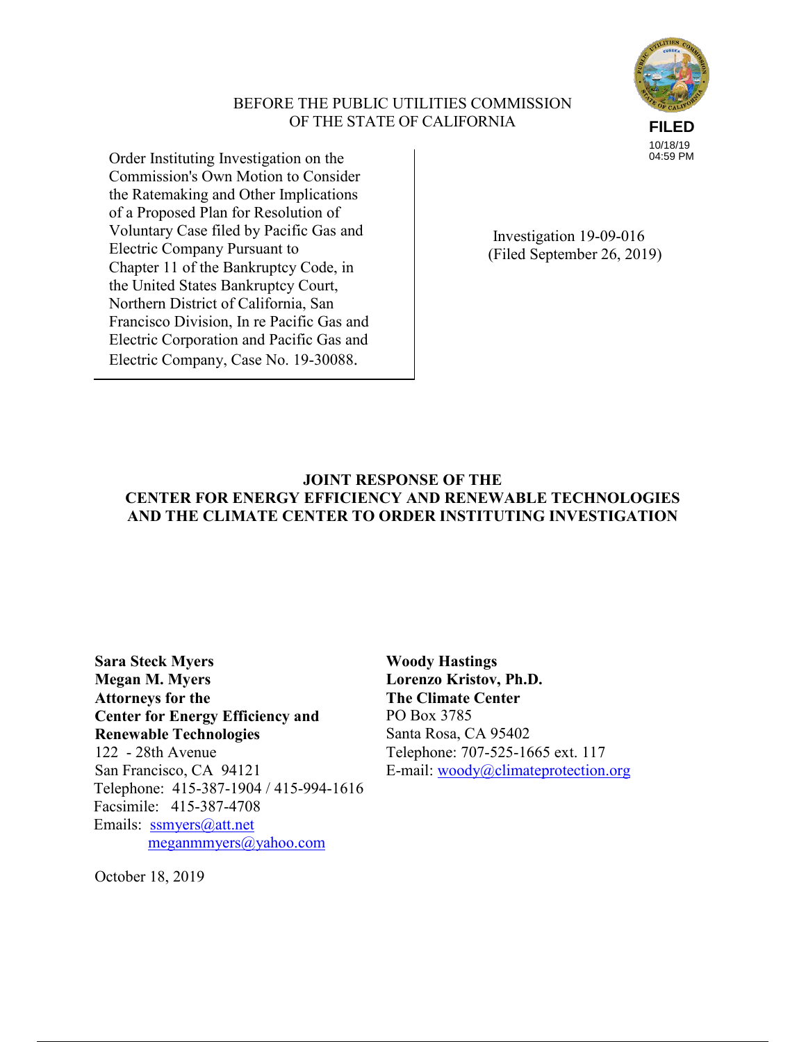BEFORE THE PUBLIC UTILITIES COMMISSION
OF THE STATE OF CALIFORNIA

**FILED**
10/18/19
04:59 PM

| Order Instituting Investigation on the Commission's Own Motion to Consider the Ratemaking and Other Implications of a Proposed Plan for Resolution of Voluntary Case filed by Pacific Gas and Electric Company Pursuant to Chapter 11 of the Bankruptcy Code, in the United States Bankruptcy Court, Northern District of California, San Francisco Division, In re Pacific Gas and Electric Corporation and Pacific Gas and Electric Company, Case No. 19-30088. | Investigation 19-09-016 (Filed September 26, 2019) |
|---|---|

## JOINT RESPONSE OF THE CENTER FOR ENERGY EFFICIENCY AND RENEWABLE TECHNOLOGIES AND THE CLIMATE CENTER TO ORDER INSTITUTING INVESTIGATION

**Sara Steck Myers**
**Megan M. Myers**
**Attorneys for the**
**Center for Energy Efficiency and**
**Renewable Technologies**
122 - 28th Avenue
San Francisco, CA 94121
Telephone: 415-387-1904 / 415-994-1616
Facsimile: 415-387-4708
Emails: ssmyers@att.net
meganmmyers@yahoo.com

**Woody Hastings**
**Lorenzo Kristov, Ph.D.**
**The Climate Center**
PO Box 3785
Santa Rosa, CA 95402
Telephone: 707-525-1665 ext. 117
E-mail: woody@climateprotection.org

October 18, 2019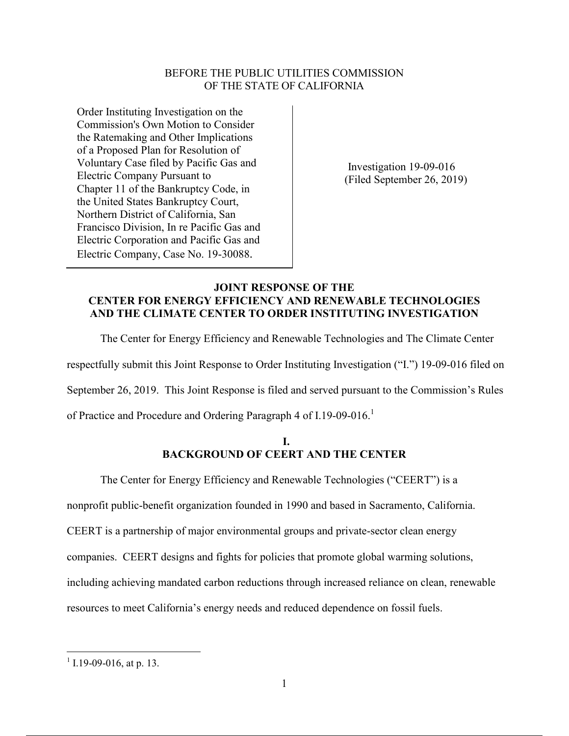BEFORE THE PUBLIC UTILITIES COMMISSION
OF THE STATE OF CALIFORNIA

| | |
|---|---|
| Order Instituting Investigation on the Commission's Own Motion to Consider the Ratemaking and Other Implications of a Proposed Plan for Resolution of Voluntary Case filed by Pacific Gas and Electric Company Pursuant to Chapter 11 of the Bankruptcy Code, in the United States Bankruptcy Court, Northern District of California, San Francisco Division, In re Pacific Gas and Electric Corporation and Pacific Gas and Electric Company, Case No. 19-30088. | Investigation 19-09-016 (Filed September 26, 2019) |

**JOINT RESPONSE OF THE CENTER FOR ENERGY EFFICIENCY AND RENEWABLE TECHNOLOGIES AND THE CLIMATE CENTER TO ORDER INSTITUTING INVESTIGATION**

The Center for Energy Efficiency and Renewable Technologies and The Climate Center respectfully submit this Joint Response to Order Instituting Investigation ("I.") 19-09-016 filed on September 26, 2019. This Joint Response is filed and served pursuant to the Commission's Rules of Practice and Procedure and Ordering Paragraph 4 of I.19-09-016.[1]

## I. BACKGROUND OF CEERT AND THE CENTER

The Center for Energy Efficiency and Renewable Technologies ("CEERT") is a nonprofit public-benefit organization founded in 1990 and based in Sacramento, California. CEERT is a partnership of major environmental groups and private-sector clean energy companies. CEERT designs and fights for policies that promote global warming solutions, including achieving mandated carbon reductions through increased reliance on clean, renewable resources to meet California's energy needs and reduced dependence on fossil fuels.

[1] I.19-09-016, at p. 13.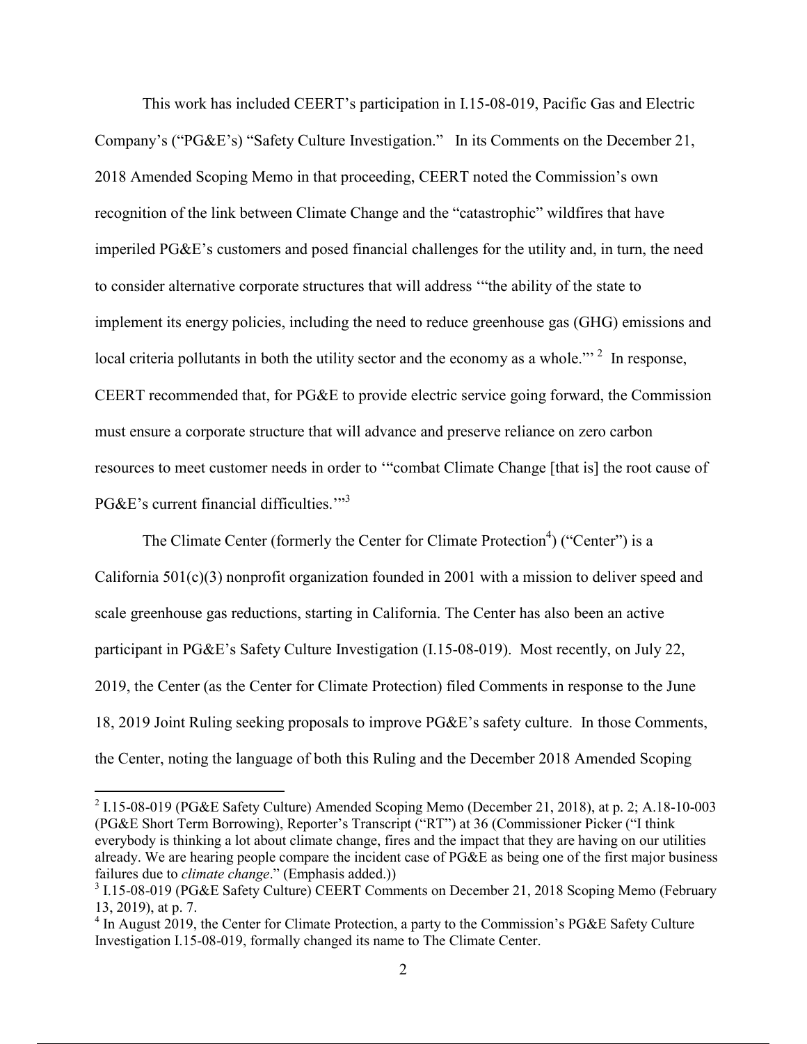This work has included CEERT's participation in I.15-08-019, Pacific Gas and Electric Company's ("PG&E's) "Safety Culture Investigation." In its Comments on the December 21, 2018 Amended Scoping Memo in that proceeding, CEERT noted the Commission's own recognition of the link between Climate Change and the "catastrophic" wildfires that have imperiled PG&E's customers and posed financial challenges for the utility and, in turn, the need to consider alternative corporate structures that will address '"the ability of the state to implement its energy policies, including the need to reduce greenhouse gas (GHG) emissions and local criteria pollutants in both the utility sector and the economy as a whole."' [2] In response, CEERT recommended that, for PG&E to provide electric service going forward, the Commission must ensure a corporate structure that will advance and preserve reliance on zero carbon resources to meet customer needs in order to '"combat Climate Change [that is] the root cause of PG&E's current financial difficulties.'"[3]

The Climate Center (formerly the Center for Climate Protection[4]) ("Center") is a California 501(c)(3) nonprofit organization founded in 2001 with a mission to deliver speed and scale greenhouse gas reductions, starting in California. The Center has also been an active participant in PG&E's Safety Culture Investigation (I.15-08-019). Most recently, on July 22, 2019, the Center (as the Center for Climate Protection) filed Comments in response to the June 18, 2019 Joint Ruling seeking proposals to improve PG&E's safety culture. In those Comments, the Center, noting the language of both this Ruling and the December 2018 Amended Scoping

---

[2] I.15-08-019 (PG&E Safety Culture) Amended Scoping Memo (December 21, 2018), at p. 2; A.18-10-003 (PG&E Short Term Borrowing), Reporter's Transcript ("RT") at 36 (Commissioner Picker ("I think everybody is thinking a lot about climate change, fires and the impact that they are having on our utilities already. We are hearing people compare the incident case of PG&E as being one of the first major business failures due to *climate change*." (Emphasis added.))

[3] I.15-08-019 (PG&E Safety Culture) CEERT Comments on December 21, 2018 Scoping Memo (February 13, 2019), at p. 7.

[4] In August 2019, the Center for Climate Protection, a party to the Commission's PG&E Safety Culture Investigation I.15-08-019, formally changed its name to The Climate Center.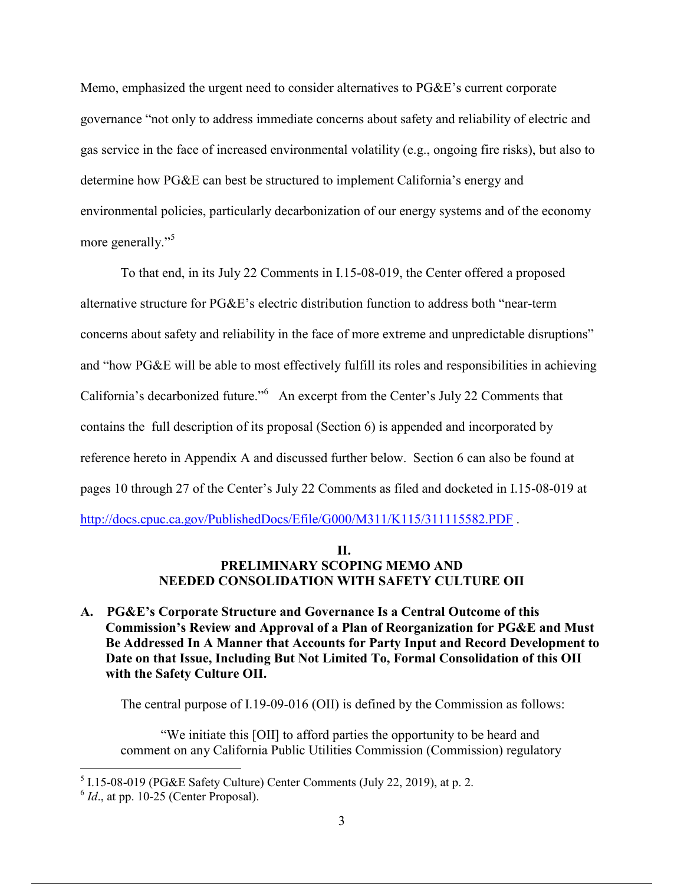Memo, emphasized the urgent need to consider alternatives to PG&E's current corporate governance "not only to address immediate concerns about safety and reliability of electric and gas service in the face of increased environmental volatility (e.g., ongoing fire risks), but also to determine how PG&E can best be structured to implement California's energy and environmental policies, particularly decarbonization of our energy systems and of the economy more generally."[5]

To that end, in its July 22 Comments in I.15-08-019, the Center offered a proposed alternative structure for PG&E's electric distribution function to address both "near-term concerns about safety and reliability in the face of more extreme and unpredictable disruptions" and "how PG&E will be able to most effectively fulfill its roles and responsibilities in achieving California's decarbonized future."[6] An excerpt from the Center's July 22 Comments that contains the full description of its proposal (Section 6) is appended and incorporated by reference hereto in Appendix A and discussed further below. Section 6 can also be found at pages 10 through 27 of the Center's July 22 Comments as filed and docketed in I.15-08-019 at http://docs.cpuc.ca.gov/PublishedDocs/Efile/G000/M311/K115/311115582.PDF .

## II.
## PRELIMINARY SCOPING MEMO AND NEEDED CONSOLIDATION WITH SAFETY CULTURE OII

### A. PG&E's Corporate Structure and Governance Is a Central Outcome of this Commission's Review and Approval of a Plan of Reorganization for PG&E and Must Be Addressed In A Manner that Accounts for Party Input and Record Development to Date on that Issue, Including But Not Limited To, Formal Consolidation of this OII with the Safety Culture OII.

The central purpose of I.19-09-016 (OII) is defined by the Commission as follows:

> "We initiate this [OII] to afford parties the opportunity to be heard and comment on any California Public Utilities Commission (Commission) regulatory

---

[5] I.15-08-019 (PG&E Safety Culture) Center Comments (July 22, 2019), at p. 2.

[6] *Id*., at pp. 10-25 (Center Proposal).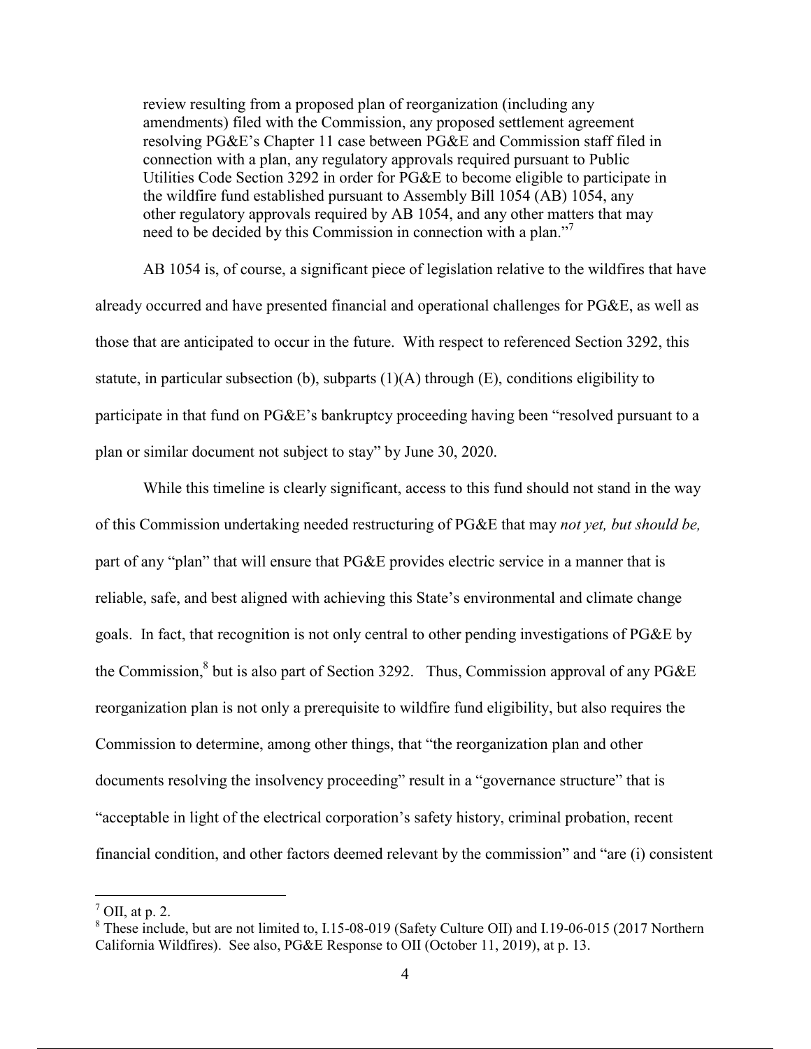review resulting from a proposed plan of reorganization (including any amendments) filed with the Commission, any proposed settlement agreement resolving PG&E's Chapter 11 case between PG&E and Commission staff filed in connection with a plan, any regulatory approvals required pursuant to Public Utilities Code Section 3292 in order for PG&E to become eligible to participate in the wildfire fund established pursuant to Assembly Bill 1054 (AB) 1054, any other regulatory approvals required by AB 1054, and any other matters that may need to be decided by this Commission in connection with a plan."[7]

AB 1054 is, of course, a significant piece of legislation relative to the wildfires that have already occurred and have presented financial and operational challenges for PG&E, as well as those that are anticipated to occur in the future. With respect to referenced Section 3292, this statute, in particular subsection (b), subparts (1)(A) through (E), conditions eligibility to participate in that fund on PG&E's bankruptcy proceeding having been "resolved pursuant to a plan or similar document not subject to stay" by June 30, 2020.

While this timeline is clearly significant, access to this fund should not stand in the way of this Commission undertaking needed restructuring of PG&E that may *not yet, but should be,* part of any "plan" that will ensure that PG&E provides electric service in a manner that is reliable, safe, and best aligned with achieving this State's environmental and climate change goals. In fact, that recognition is not only central to other pending investigations of PG&E by the Commission,[8] but is also part of Section 3292. Thus, Commission approval of any PG&E reorganization plan is not only a prerequisite to wildfire fund eligibility, but also requires the Commission to determine, among other things, that "the reorganization plan and other documents resolving the insolvency proceeding" result in a "governance structure" that is "acceptable in light of the electrical corporation's safety history, criminal probation, recent financial condition, and other factors deemed relevant by the commission" and "are (i) consistent

---

[7] OII, at p. 2.

[8] These include, but are not limited to, I.15-08-019 (Safety Culture OII) and I.19-06-015 (2017 Northern California Wildfires). See also, PG&E Response to OII (October 11, 2019), at p. 13.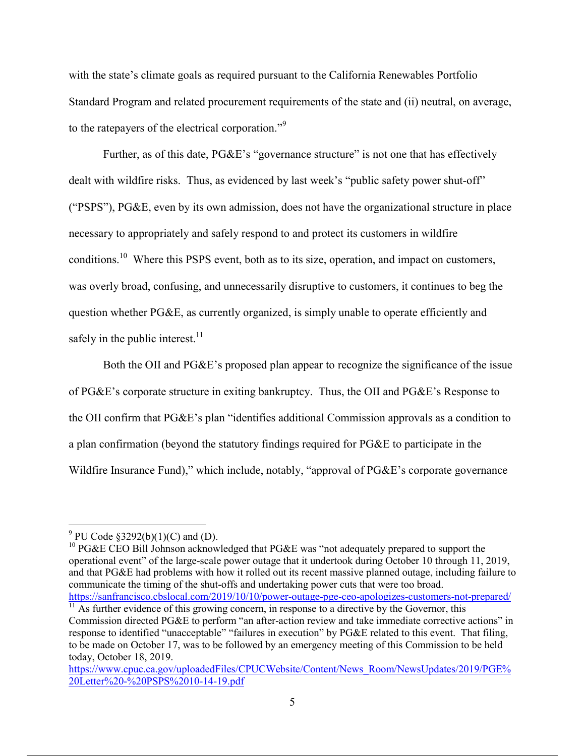with the state's climate goals as required pursuant to the California Renewables Portfolio Standard Program and related procurement requirements of the state and (ii) neutral, on average, to the ratepayers of the electrical corporation."[9]

Further, as of this date, PG&E's "governance structure" is not one that has effectively dealt with wildfire risks. Thus, as evidenced by last week's "public safety power shut-off" ("PSPS"), PG&E, even by its own admission, does not have the organizational structure in place necessary to appropriately and safely respond to and protect its customers in wildfire conditions.[10] Where this PSPS event, both as to its size, operation, and impact on customers, was overly broad, confusing, and unnecessarily disruptive to customers, it continues to beg the question whether PG&E, as currently organized, is simply unable to operate efficiently and safely in the public interest.[11]

Both the OII and PG&E's proposed plan appear to recognize the significance of the issue of PG&E's corporate structure in exiting bankruptcy. Thus, the OII and PG&E's Response to the OII confirm that PG&E's plan "identifies additional Commission approvals as a condition to a plan confirmation (beyond the statutory findings required for PG&E to participate in the Wildfire Insurance Fund)," which include, notably, "approval of PG&E's corporate governance

---

[9] PU Code §3292(b)(1)(C) and (D).

[10] PG&E CEO Bill Johnson acknowledged that PG&E was "not adequately prepared to support the operational event" of the large-scale power outage that it undertook during October 10 through 11, 2019, and that PG&E had problems with how it rolled out its recent massive planned outage, including failure to communicate the timing of the shut-offs and undertaking power cuts that were too broad. https://sanfrancisco.cbslocal.com/2019/10/10/power-outage-pge-ceo-apologizes-customers-not-prepared/

[11] As further evidence of this growing concern, in response to a directive by the Governor, this Commission directed PG&E to perform "an after-action review and take immediate corrective actions" in response to identified "unacceptable" "failures in execution" by PG&E related to this event. That filing, to be made on October 17, was to be followed by an emergency meeting of this Commission to be held today, October 18, 2019. https://www.cpuc.ca.gov/uploadedFiles/CPUCWebsite/Content/News_Room/NewsUpdates/2019/PGE%20Letter%20-%20PSPS%2010-14-19.pdf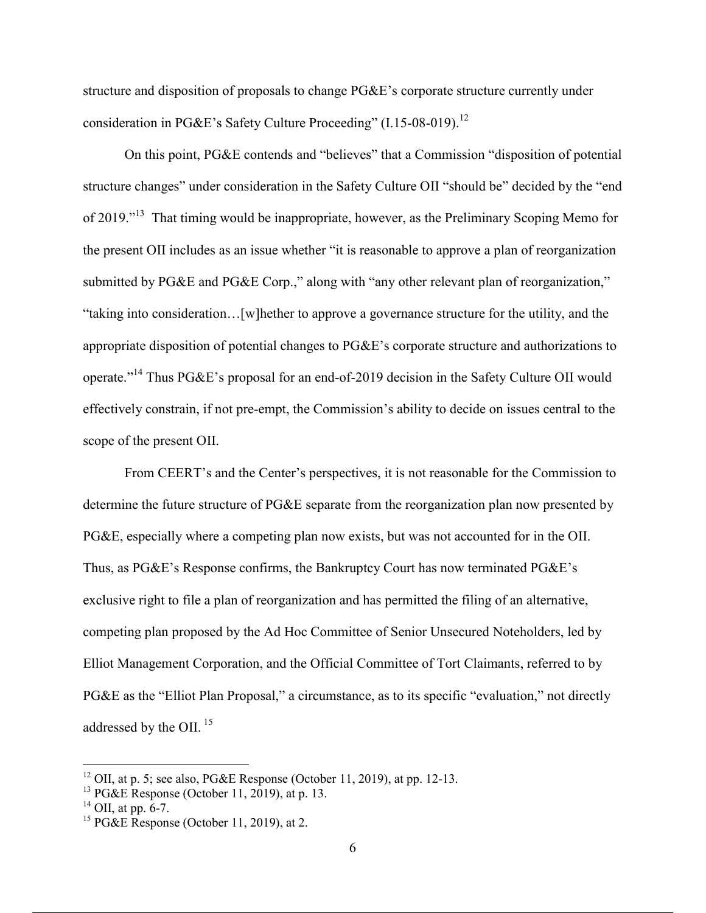structure and disposition of proposals to change PG&E's corporate structure currently under consideration in PG&E's Safety Culture Proceeding" (I.15-08-019).[12]

On this point, PG&E contends and "believes" that a Commission "disposition of potential structure changes" under consideration in the Safety Culture OII "should be" decided by the "end of 2019."[13] That timing would be inappropriate, however, as the Preliminary Scoping Memo for the present OII includes as an issue whether "it is reasonable to approve a plan of reorganization submitted by PG&E and PG&E Corp.," along with "any other relevant plan of reorganization," "taking into consideration…[w]hether to approve a governance structure for the utility, and the appropriate disposition of potential changes to PG&E's corporate structure and authorizations to operate."[14] Thus PG&E's proposal for an end-of-2019 decision in the Safety Culture OII would effectively constrain, if not pre-empt, the Commission's ability to decide on issues central to the scope of the present OII.

From CEERT's and the Center's perspectives, it is not reasonable for the Commission to determine the future structure of PG&E separate from the reorganization plan now presented by PG&E, especially where a competing plan now exists, but was not accounted for in the OII. Thus, as PG&E's Response confirms, the Bankruptcy Court has now terminated PG&E's exclusive right to file a plan of reorganization and has permitted the filing of an alternative, competing plan proposed by the Ad Hoc Committee of Senior Unsecured Noteholders, led by Elliot Management Corporation, and the Official Committee of Tort Claimants, referred to by PG&E as the "Elliot Plan Proposal," a circumstance, as to its specific "evaluation," not directly addressed by the OII.[15]

---

[12] OII, at p. 5; see also, PG&E Response (October 11, 2019), at pp. 12-13.

[13] PG&E Response (October 11, 2019), at p. 13.

[14] OII, at pp. 6-7.

[15] PG&E Response (October 11, 2019), at 2.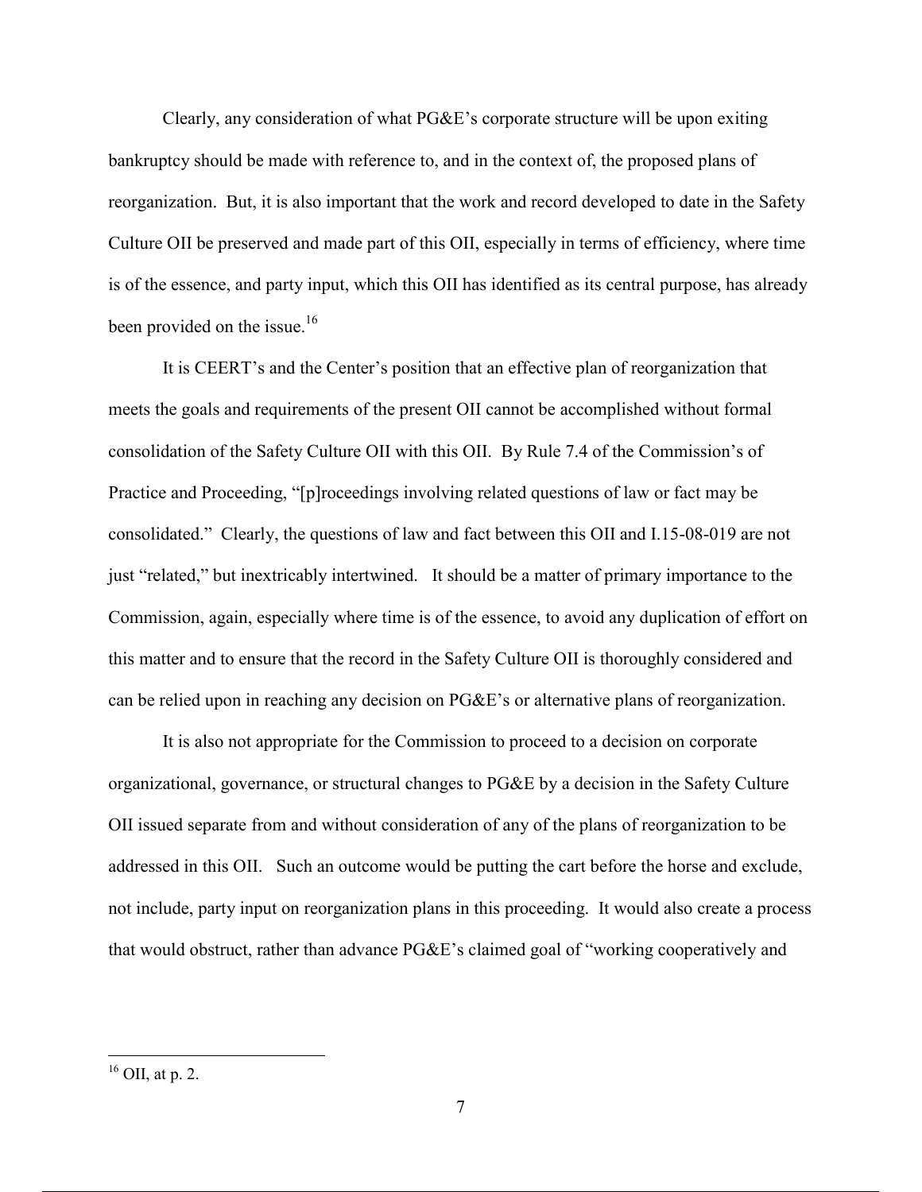Clearly, any consideration of what PG&E's corporate structure will be upon exiting bankruptcy should be made with reference to, and in the context of, the proposed plans of reorganization. But, it is also important that the work and record developed to date in the Safety Culture OII be preserved and made part of this OII, especially in terms of efficiency, where time is of the essence, and party input, which this OII has identified as its central purpose, has already been provided on the issue.[16]

It is CEERT's and the Center's position that an effective plan of reorganization that meets the goals and requirements of the present OII cannot be accomplished without formal consolidation of the Safety Culture OII with this OII. By Rule 7.4 of the Commission's of Practice and Proceeding, "[p]roceedings involving related questions of law or fact may be consolidated." Clearly, the questions of law and fact between this OII and I.15-08-019 are not just "related," but inextricably intertwined. It should be a matter of primary importance to the Commission, again, especially where time is of the essence, to avoid any duplication of effort on this matter and to ensure that the record in the Safety Culture OII is thoroughly considered and can be relied upon in reaching any decision on PG&E's or alternative plans of reorganization.

It is also not appropriate for the Commission to proceed to a decision on corporate organizational, governance, or structural changes to PG&E by a decision in the Safety Culture OII issued separate from and without consideration of any of the plans of reorganization to be addressed in this OII. Such an outcome would be putting the cart before the horse and exclude, not include, party input on reorganization plans in this proceeding. It would also create a process that would obstruct, rather than advance PG&E's claimed goal of "working cooperatively and

---

[16] OII, at p. 2.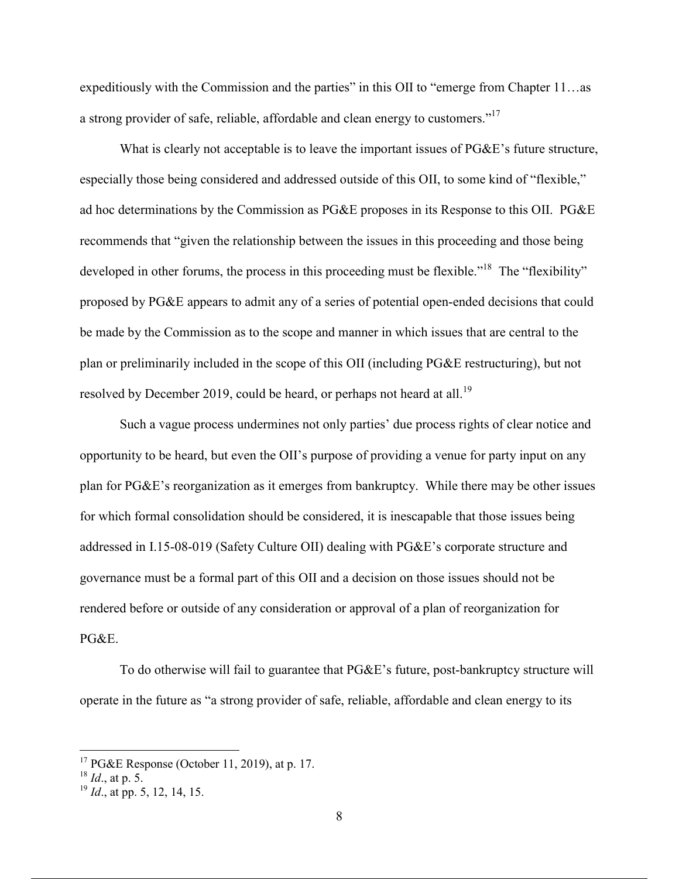expeditiously with the Commission and the parties" in this OII to "emerge from Chapter 11…as a strong provider of safe, reliable, affordable and clean energy to customers."[17]

What is clearly not acceptable is to leave the important issues of PG&E's future structure, especially those being considered and addressed outside of this OII, to some kind of "flexible," ad hoc determinations by the Commission as PG&E proposes in its Response to this OII. PG&E recommends that "given the relationship between the issues in this proceeding and those being developed in other forums, the process in this proceeding must be flexible."[18] The "flexibility" proposed by PG&E appears to admit any of a series of potential open-ended decisions that could be made by the Commission as to the scope and manner in which issues that are central to the plan or preliminarily included in the scope of this OII (including PG&E restructuring), but not resolved by December 2019, could be heard, or perhaps not heard at all.[19]

Such a vague process undermines not only parties' due process rights of clear notice and opportunity to be heard, but even the OII's purpose of providing a venue for party input on any plan for PG&E's reorganization as it emerges from bankruptcy. While there may be other issues for which formal consolidation should be considered, it is inescapable that those issues being addressed in I.15-08-019 (Safety Culture OII) dealing with PG&E's corporate structure and governance must be a formal part of this OII and a decision on those issues should not be rendered before or outside of any consideration or approval of a plan of reorganization for PG&E.

To do otherwise will fail to guarantee that PG&E's future, post-bankruptcy structure will operate in the future as "a strong provider of safe, reliable, affordable and clean energy to its

---

[17] PG&E Response (October 11, 2019), at p. 17.

[18] *Id*., at p. 5.

[19] *Id*., at pp. 5, 12, 14, 15.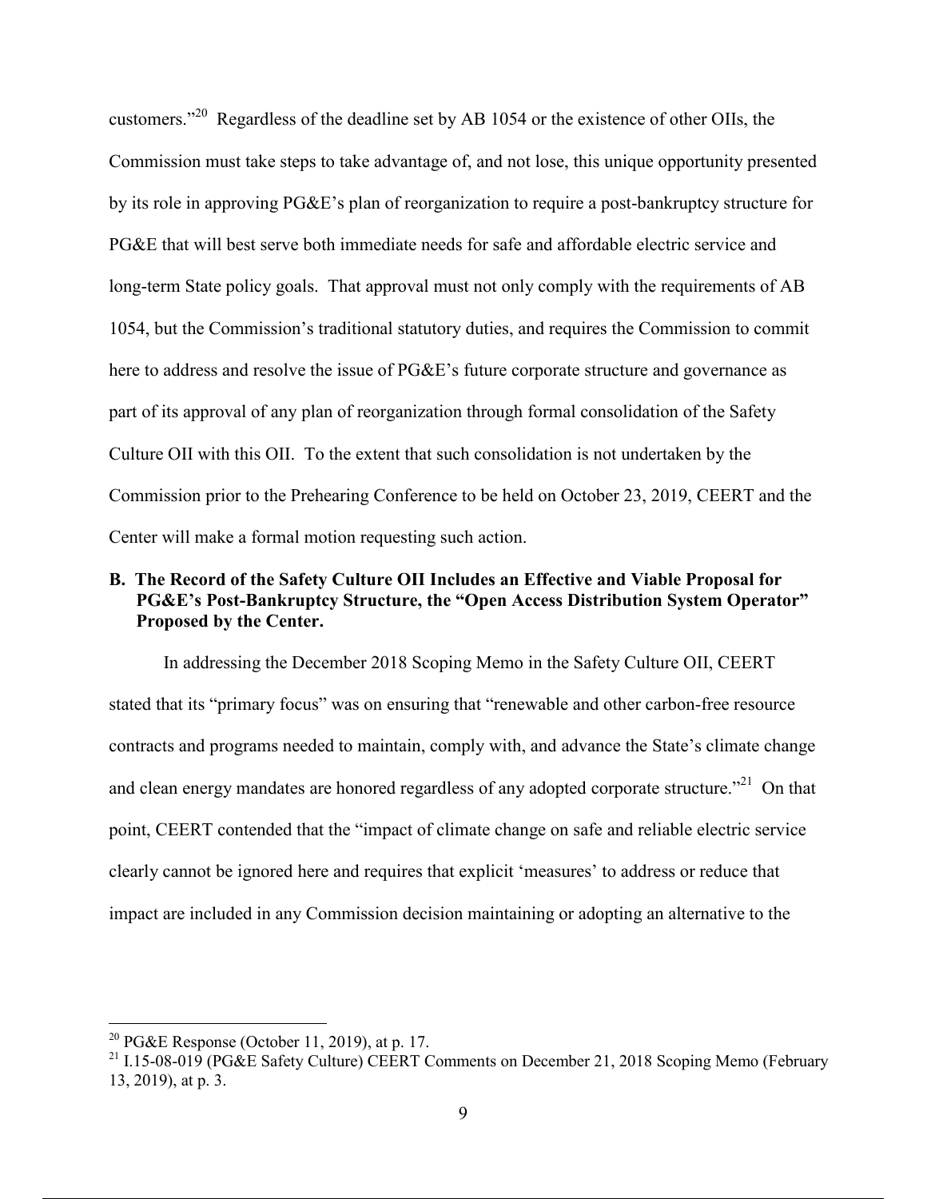customers."[20] Regardless of the deadline set by AB 1054 or the existence of other OIIs, the Commission must take steps to take advantage of, and not lose, this unique opportunity presented by its role in approving PG&E's plan of reorganization to require a post-bankruptcy structure for PG&E that will best serve both immediate needs for safe and affordable electric service and long-term State policy goals. That approval must not only comply with the requirements of AB 1054, but the Commission's traditional statutory duties, and requires the Commission to commit here to address and resolve the issue of PG&E's future corporate structure and governance as part of its approval of any plan of reorganization through formal consolidation of the Safety Culture OII with this OII. To the extent that such consolidation is not undertaken by the Commission prior to the Prehearing Conference to be held on October 23, 2019, CEERT and the Center will make a formal motion requesting such action.

**B. The Record of the Safety Culture OII Includes an Effective and Viable Proposal for PG&E's Post-Bankruptcy Structure, the "Open Access Distribution System Operator" Proposed by the Center.**

In addressing the December 2018 Scoping Memo in the Safety Culture OII, CEERT stated that its "primary focus" was on ensuring that "renewable and other carbon-free resource contracts and programs needed to maintain, comply with, and advance the State's climate change and clean energy mandates are honored regardless of any adopted corporate structure."[21] On that point, CEERT contended that the "impact of climate change on safe and reliable electric service clearly cannot be ignored here and requires that explicit 'measures' to address or reduce that impact are included in any Commission decision maintaining or adopting an alternative to the

---

[20] PG&E Response (October 11, 2019), at p. 17.

[21] I.15-08-019 (PG&E Safety Culture) CEERT Comments on December 21, 2018 Scoping Memo (February 13, 2019), at p. 3.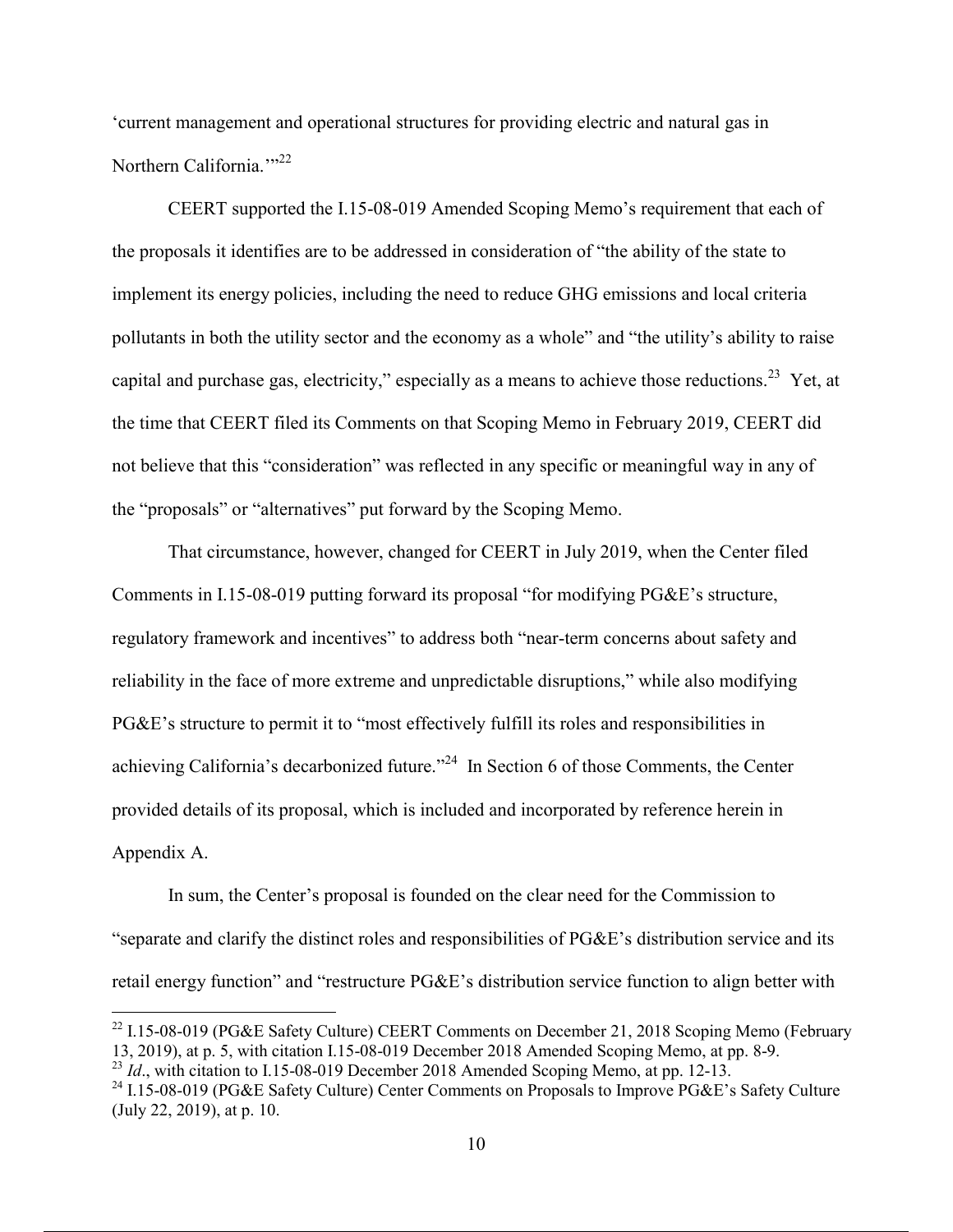'current management and operational structures for providing electric and natural gas in Northern California.'"[22]

CEERT supported the I.15-08-019 Amended Scoping Memo's requirement that each of the proposals it identifies are to be addressed in consideration of "the ability of the state to implement its energy policies, including the need to reduce GHG emissions and local criteria pollutants in both the utility sector and the economy as a whole" and "the utility's ability to raise capital and purchase gas, electricity," especially as a means to achieve those reductions.[23] Yet, at the time that CEERT filed its Comments on that Scoping Memo in February 2019, CEERT did not believe that this "consideration" was reflected in any specific or meaningful way in any of the "proposals" or "alternatives" put forward by the Scoping Memo.

That circumstance, however, changed for CEERT in July 2019, when the Center filed Comments in I.15-08-019 putting forward its proposal "for modifying PG&E's structure, regulatory framework and incentives" to address both "near-term concerns about safety and reliability in the face of more extreme and unpredictable disruptions," while also modifying PG&E's structure to permit it to "most effectively fulfill its roles and responsibilities in achieving California's decarbonized future."[24] In Section 6 of those Comments, the Center provided details of its proposal, which is included and incorporated by reference herein in Appendix A.

In sum, the Center's proposal is founded on the clear need for the Commission to "separate and clarify the distinct roles and responsibilities of PG&E's distribution service and its retail energy function" and "restructure PG&E's distribution service function to align better with

---

[22] I.15-08-019 (PG&E Safety Culture) CEERT Comments on December 21, 2018 Scoping Memo (February 13, 2019), at p. 5, with citation I.15-08-019 December 2018 Amended Scoping Memo, at pp. 8-9.

[23] *Id*., with citation to I.15-08-019 December 2018 Amended Scoping Memo, at pp. 12-13.

[24] I.15-08-019 (PG&E Safety Culture) Center Comments on Proposals to Improve PG&E's Safety Culture (July 22, 2019), at p. 10.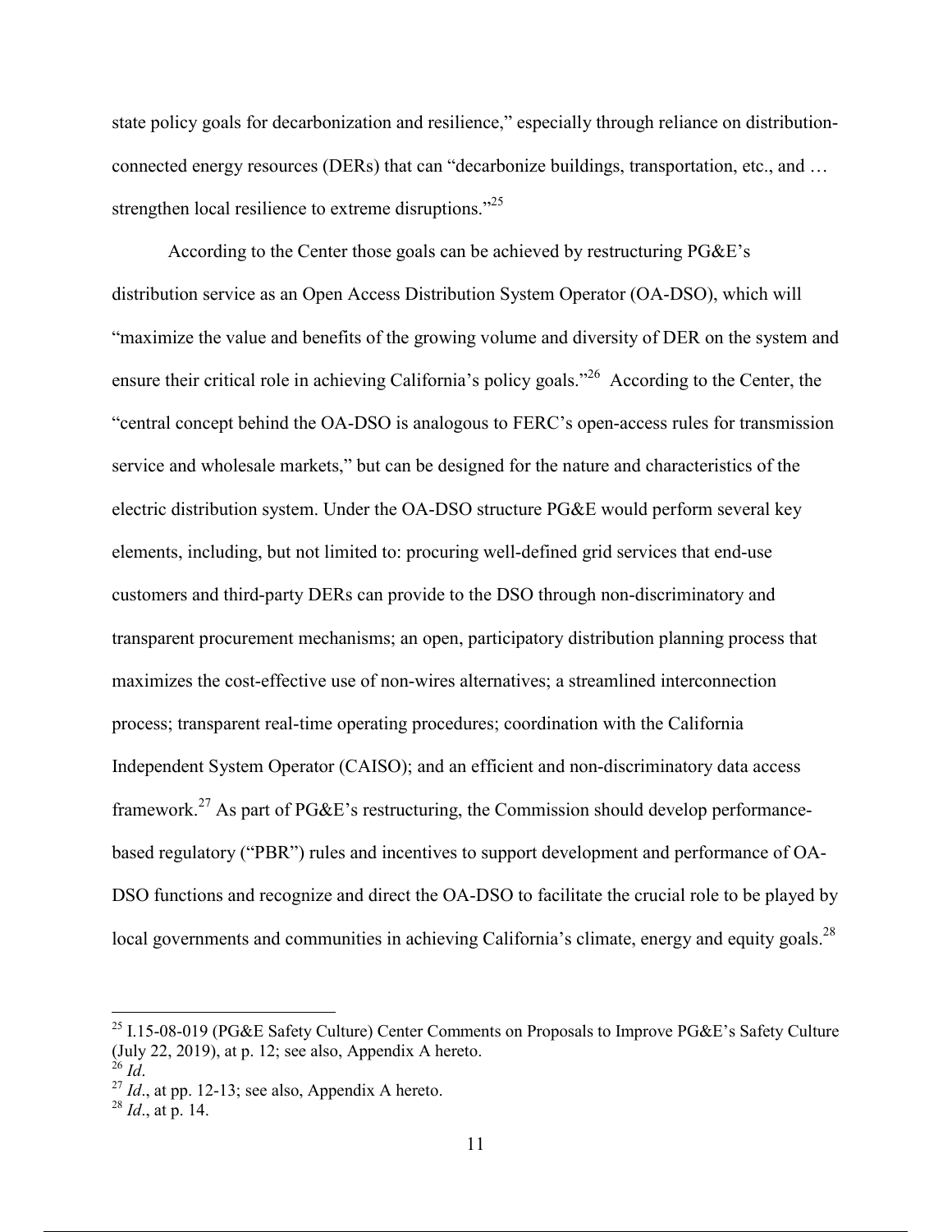state policy goals for decarbonization and resilience," especially through reliance on distribution-connected energy resources (DERs) that can "decarbonize buildings, transportation, etc., and … strengthen local resilience to extreme disruptions."[25]

According to the Center those goals can be achieved by restructuring PG&E's distribution service as an Open Access Distribution System Operator (OA-DSO), which will "maximize the value and benefits of the growing volume and diversity of DER on the system and ensure their critical role in achieving California's policy goals."[26] According to the Center, the "central concept behind the OA-DSO is analogous to FERC's open-access rules for transmission service and wholesale markets," but can be designed for the nature and characteristics of the electric distribution system. Under the OA-DSO structure PG&E would perform several key elements, including, but not limited to: procuring well-defined grid services that end-use customers and third-party DERs can provide to the DSO through non-discriminatory and transparent procurement mechanisms; an open, participatory distribution planning process that maximizes the cost-effective use of non-wires alternatives; a streamlined interconnection process; transparent real-time operating procedures; coordination with the California Independent System Operator (CAISO); and an efficient and non-discriminatory data access framework.[27] As part of PG&E's restructuring, the Commission should develop performance-based regulatory ("PBR") rules and incentives to support development and performance of OA-DSO functions and recognize and direct the OA-DSO to facilitate the crucial role to be played by local governments and communities in achieving California's climate, energy and equity goals.[28]

---

[25] I.15-08-019 (PG&E Safety Culture) Center Comments on Proposals to Improve PG&E's Safety Culture (July 22, 2019), at p. 12; see also, Appendix A hereto.

[26] *Id*.

[27] *Id*., at pp. 12-13; see also, Appendix A hereto.

[28] *Id*., at p. 14.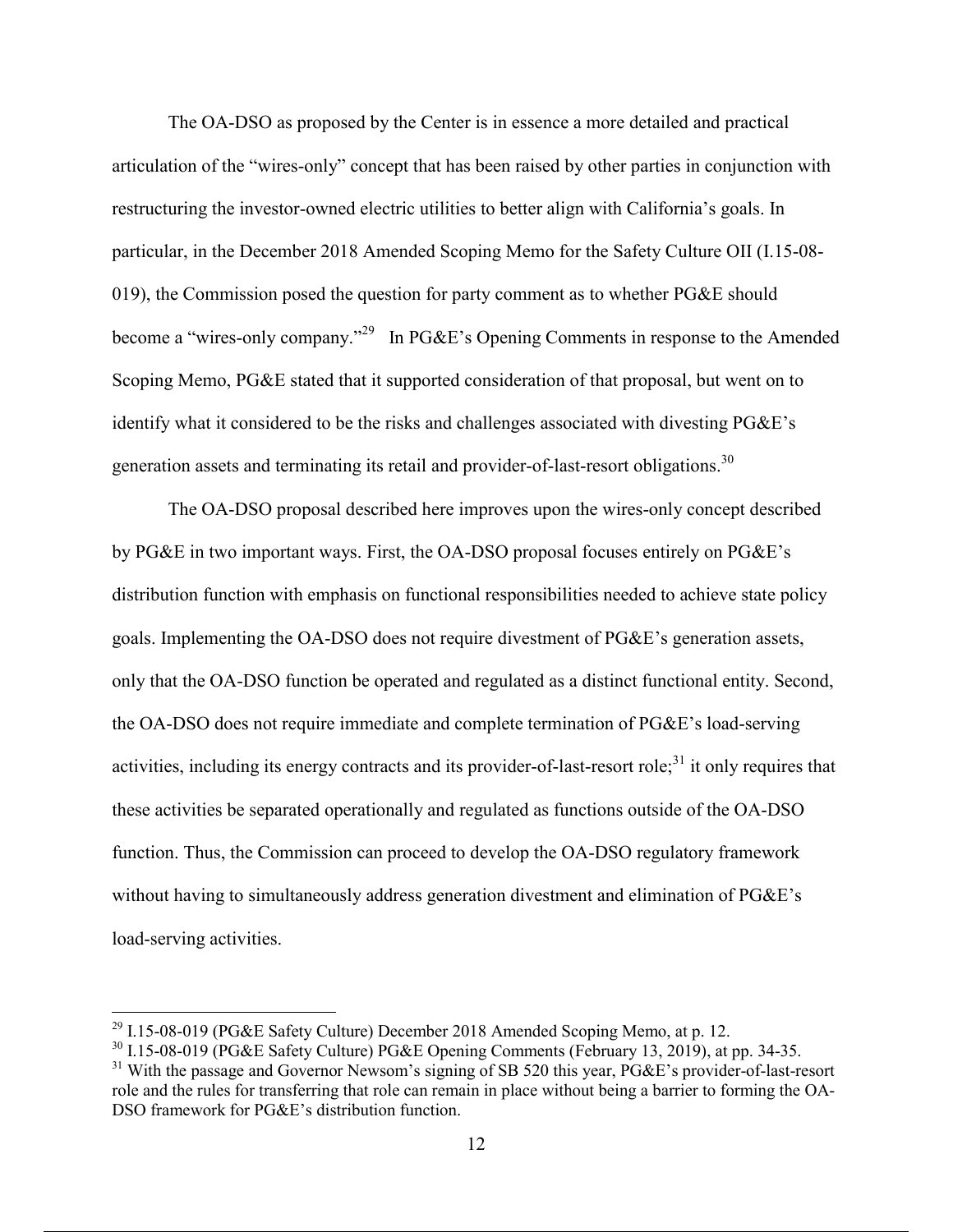The OA-DSO as proposed by the Center is in essence a more detailed and practical articulation of the "wires-only" concept that has been raised by other parties in conjunction with restructuring the investor-owned electric utilities to better align with California's goals. In particular, in the December 2018 Amended Scoping Memo for the Safety Culture OII (I.15-08-019), the Commission posed the question for party comment as to whether PG&E should become a "wires-only company."[29] In PG&E's Opening Comments in response to the Amended Scoping Memo, PG&E stated that it supported consideration of that proposal, but went on to identify what it considered to be the risks and challenges associated with divesting PG&E's generation assets and terminating its retail and provider-of-last-resort obligations.[30]

The OA-DSO proposal described here improves upon the wires-only concept described by PG&E in two important ways. First, the OA-DSO proposal focuses entirely on PG&E's distribution function with emphasis on functional responsibilities needed to achieve state policy goals. Implementing the OA-DSO does not require divestment of PG&E's generation assets, only that the OA-DSO function be operated and regulated as a distinct functional entity. Second, the OA-DSO does not require immediate and complete termination of PG&E's load-serving activities, including its energy contracts and its provider-of-last-resort role;[31] it only requires that these activities be separated operationally and regulated as functions outside of the OA-DSO function. Thus, the Commission can proceed to develop the OA-DSO regulatory framework without having to simultaneously address generation divestment and elimination of PG&E's load-serving activities.

---

[29] I.15-08-019 (PG&E Safety Culture) December 2018 Amended Scoping Memo, at p. 12.

[30] I.15-08-019 (PG&E Safety Culture) PG&E Opening Comments (February 13, 2019), at pp. 34-35.

[31] With the passage and Governor Newsom's signing of SB 520 this year, PG&E's provider-of-last-resort role and the rules for transferring that role can remain in place without being a barrier to forming the OA-DSO framework for PG&E's distribution function.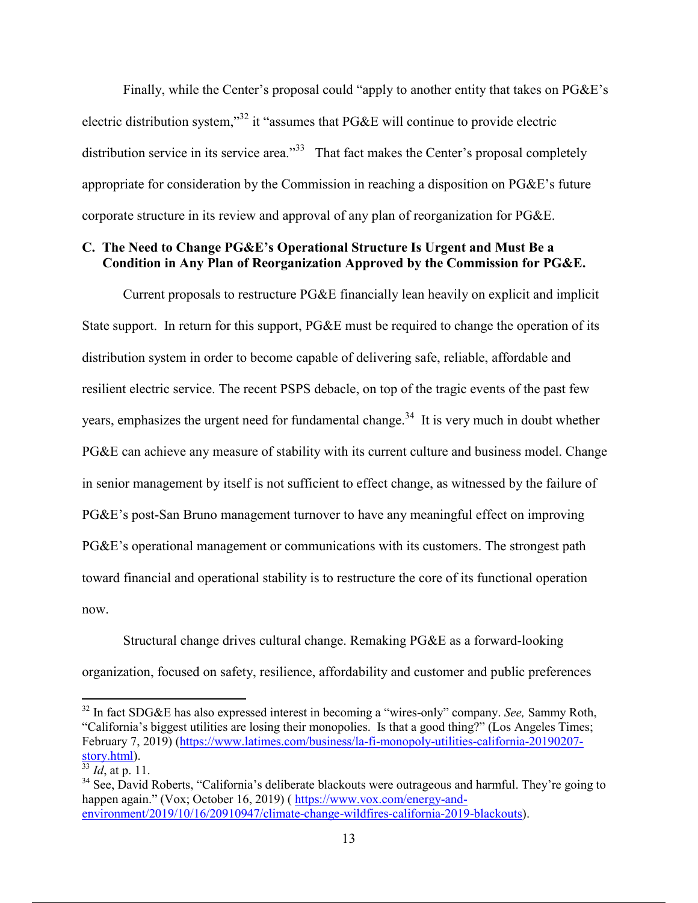Finally, while the Center's proposal could "apply to another entity that takes on PG&E's electric distribution system,"[32] it "assumes that PG&E will continue to provide electric distribution service in its service area."[33] That fact makes the Center's proposal completely appropriate for consideration by the Commission in reaching a disposition on PG&E's future corporate structure in its review and approval of any plan of reorganization for PG&E.

### C. The Need to Change PG&E's Operational Structure Is Urgent and Must Be a Condition in Any Plan of Reorganization Approved by the Commission for PG&E.

Current proposals to restructure PG&E financially lean heavily on explicit and implicit State support. In return for this support, PG&E must be required to change the operation of its distribution system in order to become capable of delivering safe, reliable, affordable and resilient electric service. The recent PSPS debacle, on top of the tragic events of the past few years, emphasizes the urgent need for fundamental change.[34] It is very much in doubt whether PG&E can achieve any measure of stability with its current culture and business model. Change in senior management by itself is not sufficient to effect change, as witnessed by the failure of PG&E's post-San Bruno management turnover to have any meaningful effect on improving PG&E's operational management or communications with its customers. The strongest path toward financial and operational stability is to restructure the core of its functional operation now.

Structural change drives cultural change. Remaking PG&E as a forward-looking organization, focused on safety, resilience, affordability and customer and public preferences

---

[32] In fact SDG&E has also expressed interest in becoming a "wires-only" company. *See,* Sammy Roth, "California's biggest utilities are losing their monopolies. Is that a good thing?" (Los Angeles Times; February 7, 2019) (https://www.latimes.com/business/la-fi-monopoly-utilities-california-20190207-story.html).

[33] *Id*, at p. 11.

[34] See, David Roberts, "California's deliberate blackouts were outrageous and harmful. They're going to happen again." (Vox; October 16, 2019) ( https://www.vox.com/energy-and-environment/2019/10/16/20910947/climate-change-wildfires-california-2019-blackouts).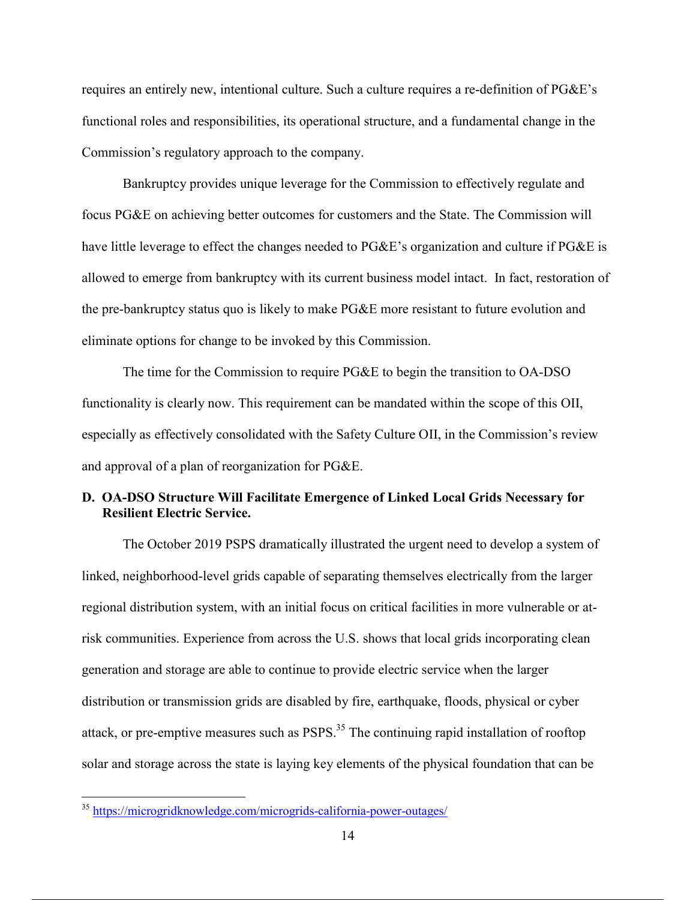requires an entirely new, intentional culture. Such a culture requires a re-definition of PG&E's functional roles and responsibilities, its operational structure, and a fundamental change in the Commission's regulatory approach to the company.

Bankruptcy provides unique leverage for the Commission to effectively regulate and focus PG&E on achieving better outcomes for customers and the State. The Commission will have little leverage to effect the changes needed to PG&E's organization and culture if PG&E is allowed to emerge from bankruptcy with its current business model intact. In fact, restoration of the pre-bankruptcy status quo is likely to make PG&E more resistant to future evolution and eliminate options for change to be invoked by this Commission.

The time for the Commission to require PG&E to begin the transition to OA-DSO functionality is clearly now. This requirement can be mandated within the scope of this OII, especially as effectively consolidated with the Safety Culture OII, in the Commission's review and approval of a plan of reorganization for PG&E.

### D. OA-DSO Structure Will Facilitate Emergence of Linked Local Grids Necessary for Resilient Electric Service.

The October 2019 PSPS dramatically illustrated the urgent need to develop a system of linked, neighborhood-level grids capable of separating themselves electrically from the larger regional distribution system, with an initial focus on critical facilities in more vulnerable or at-risk communities. Experience from across the U.S. shows that local grids incorporating clean generation and storage are able to continue to provide electric service when the larger distribution or transmission grids are disabled by fire, earthquake, floods, physical or cyber attack, or pre-emptive measures such as PSPS.[35] The continuing rapid installation of rooftop solar and storage across the state is laying key elements of the physical foundation that can be

---

[35] https://microgridknowledge.com/microgrids-california-power-outages/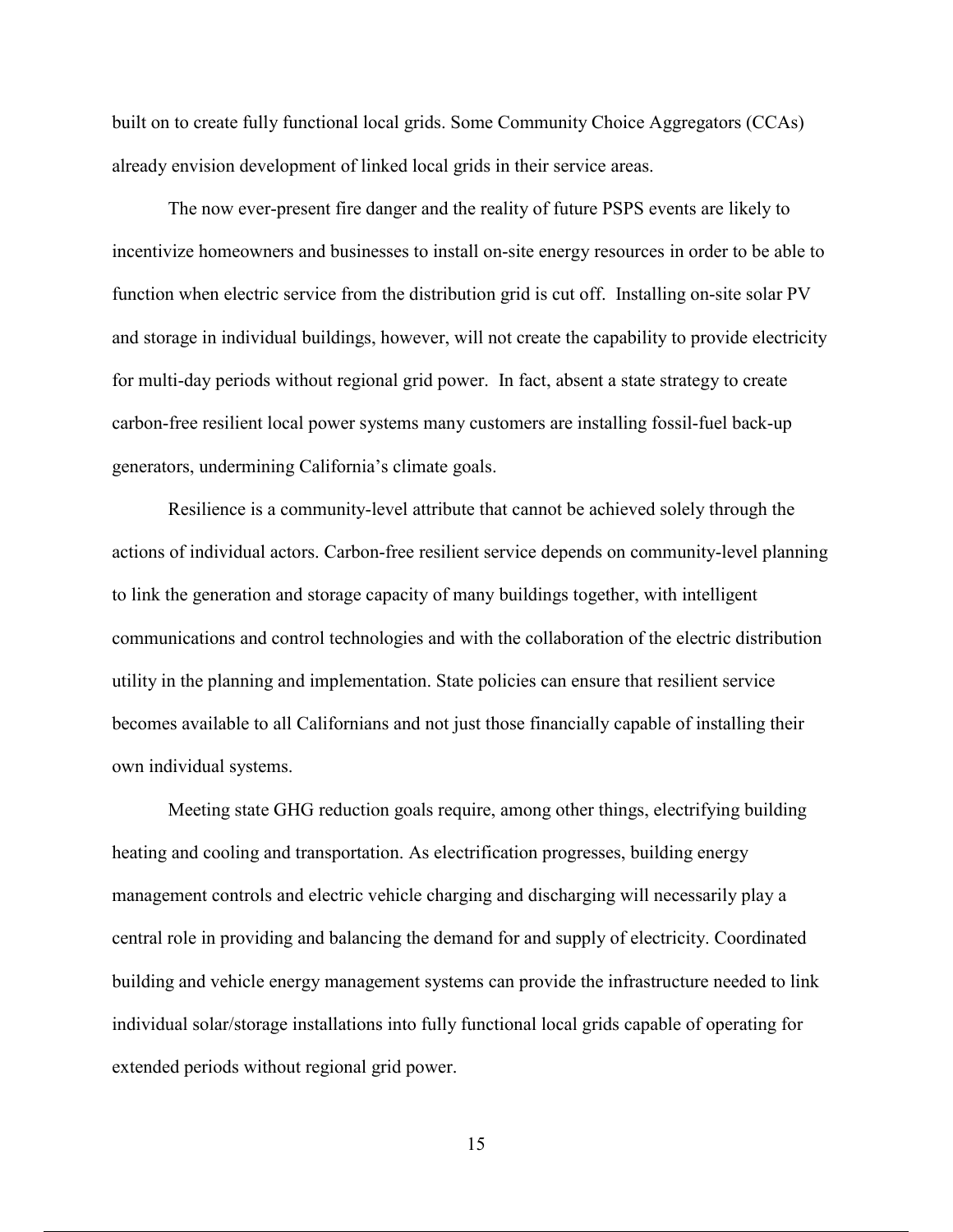built on to create fully functional local grids. Some Community Choice Aggregators (CCAs) already envision development of linked local grids in their service areas.

The now ever-present fire danger and the reality of future PSPS events are likely to incentivize homeowners and businesses to install on-site energy resources in order to be able to function when electric service from the distribution grid is cut off. Installing on-site solar PV and storage in individual buildings, however, will not create the capability to provide electricity for multi-day periods without regional grid power. In fact, absent a state strategy to create carbon-free resilient local power systems many customers are installing fossil-fuel back-up generators, undermining California's climate goals.

Resilience is a community-level attribute that cannot be achieved solely through the actions of individual actors. Carbon-free resilient service depends on community-level planning to link the generation and storage capacity of many buildings together, with intelligent communications and control technologies and with the collaboration of the electric distribution utility in the planning and implementation. State policies can ensure that resilient service becomes available to all Californians and not just those financially capable of installing their own individual systems.

Meeting state GHG reduction goals require, among other things, electrifying building heating and cooling and transportation. As electrification progresses, building energy management controls and electric vehicle charging and discharging will necessarily play a central role in providing and balancing the demand for and supply of electricity. Coordinated building and vehicle energy management systems can provide the infrastructure needed to link individual solar/storage installations into fully functional local grids capable of operating for extended periods without regional grid power.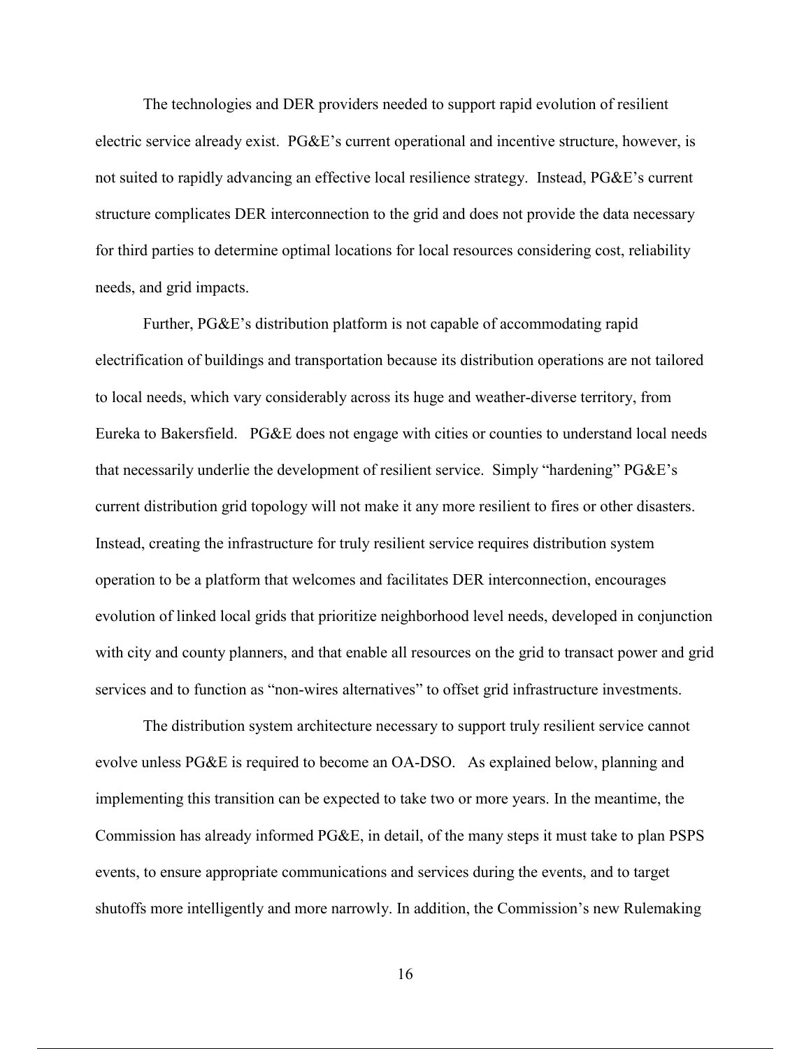The technologies and DER providers needed to support rapid evolution of resilient electric service already exist. PG&E's current operational and incentive structure, however, is not suited to rapidly advancing an effective local resilience strategy. Instead, PG&E's current structure complicates DER interconnection to the grid and does not provide the data necessary for third parties to determine optimal locations for local resources considering cost, reliability needs, and grid impacts.

Further, PG&E's distribution platform is not capable of accommodating rapid electrification of buildings and transportation because its distribution operations are not tailored to local needs, which vary considerably across its huge and weather-diverse territory, from Eureka to Bakersfield. PG&E does not engage with cities or counties to understand local needs that necessarily underlie the development of resilient service. Simply "hardening" PG&E's current distribution grid topology will not make it any more resilient to fires or other disasters. Instead, creating the infrastructure for truly resilient service requires distribution system operation to be a platform that welcomes and facilitates DER interconnection, encourages evolution of linked local grids that prioritize neighborhood level needs, developed in conjunction with city and county planners, and that enable all resources on the grid to transact power and grid services and to function as "non-wires alternatives" to offset grid infrastructure investments.

The distribution system architecture necessary to support truly resilient service cannot evolve unless PG&E is required to become an OA-DSO. As explained below, planning and implementing this transition can be expected to take two or more years. In the meantime, the Commission has already informed PG&E, in detail, of the many steps it must take to plan PSPS events, to ensure appropriate communications and services during the events, and to target shutoffs more intelligently and more narrowly. In addition, the Commission's new Rulemaking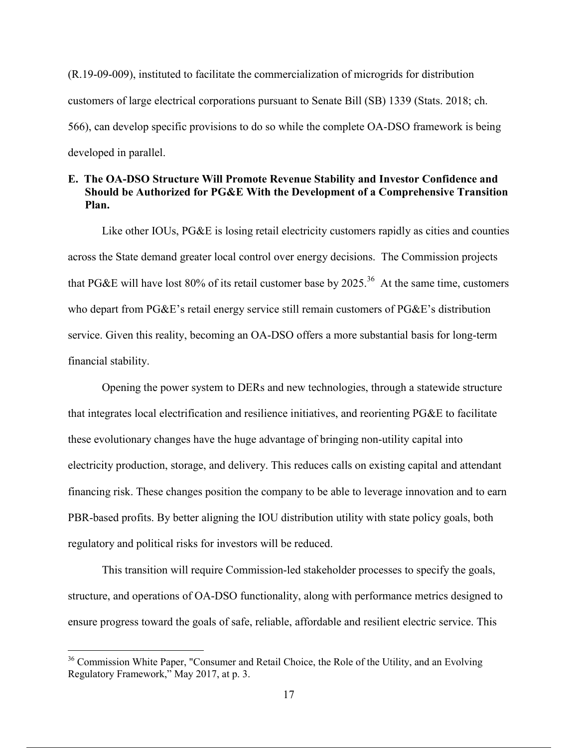(R.19-09-009), instituted to facilitate the commercialization of microgrids for distribution customers of large electrical corporations pursuant to Senate Bill (SB) 1339 (Stats. 2018; ch. 566), can develop specific provisions to do so while the complete OA-DSO framework is being developed in parallel.

**E. The OA-DSO Structure Will Promote Revenue Stability and Investor Confidence and Should be Authorized for PG&E With the Development of a Comprehensive Transition Plan.**

Like other IOUs, PG&E is losing retail electricity customers rapidly as cities and counties across the State demand greater local control over energy decisions. The Commission projects that PG&E will have lost 80% of its retail customer base by 2025.[36] At the same time, customers who depart from PG&E's retail energy service still remain customers of PG&E's distribution service. Given this reality, becoming an OA-DSO offers a more substantial basis for long-term financial stability.

Opening the power system to DERs and new technologies, through a statewide structure that integrates local electrification and resilience initiatives, and reorienting PG&E to facilitate these evolutionary changes have the huge advantage of bringing non-utility capital into electricity production, storage, and delivery. This reduces calls on existing capital and attendant financing risk. These changes position the company to be able to leverage innovation and to earn PBR-based profits. By better aligning the IOU distribution utility with state policy goals, both regulatory and political risks for investors will be reduced.

This transition will require Commission-led stakeholder processes to specify the goals, structure, and operations of OA-DSO functionality, along with performance metrics designed to ensure progress toward the goals of safe, reliable, affordable and resilient electric service. This

---

[36] Commission White Paper, "Consumer and Retail Choice, the Role of the Utility, and an Evolving Regulatory Framework," May 2017, at p. 3.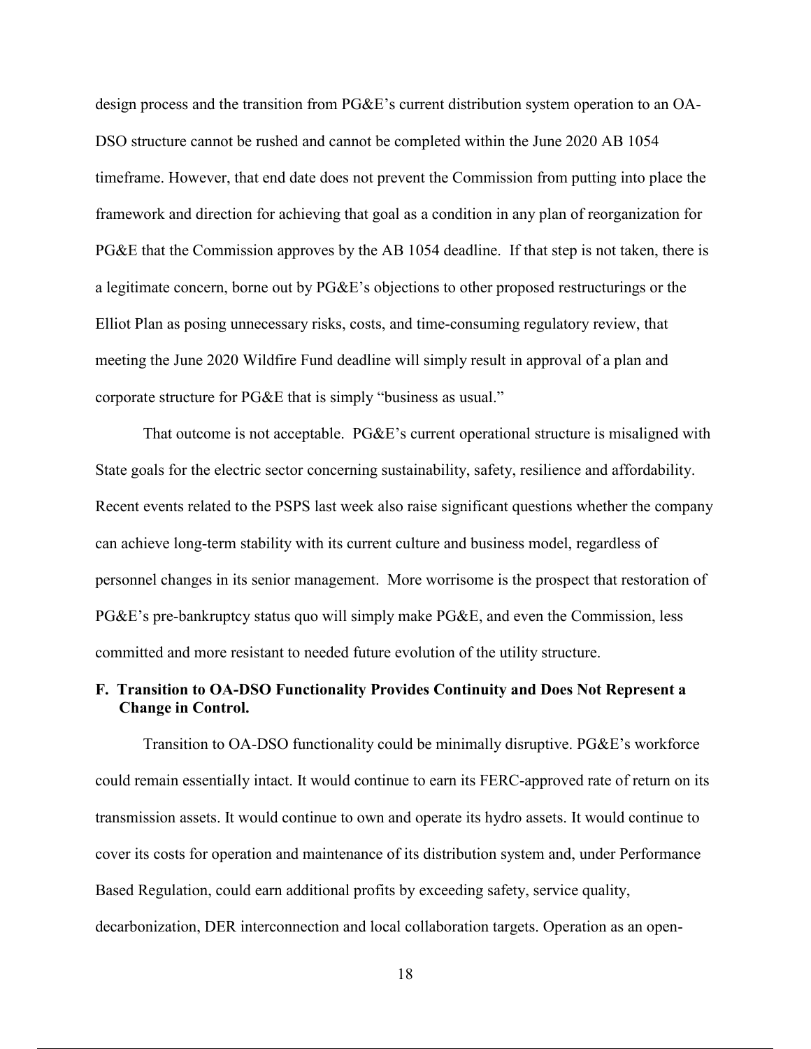design process and the transition from PG&E's current distribution system operation to an OA-DSO structure cannot be rushed and cannot be completed within the June 2020 AB 1054 timeframe. However, that end date does not prevent the Commission from putting into place the framework and direction for achieving that goal as a condition in any plan of reorganization for PG&E that the Commission approves by the AB 1054 deadline. If that step is not taken, there is a legitimate concern, borne out by PG&E's objections to other proposed restructurings or the Elliot Plan as posing unnecessary risks, costs, and time-consuming regulatory review, that meeting the June 2020 Wildfire Fund deadline will simply result in approval of a plan and corporate structure for PG&E that is simply "business as usual."

That outcome is not acceptable. PG&E's current operational structure is misaligned with State goals for the electric sector concerning sustainability, safety, resilience and affordability. Recent events related to the PSPS last week also raise significant questions whether the company can achieve long-term stability with its current culture and business model, regardless of personnel changes in its senior management. More worrisome is the prospect that restoration of PG&E's pre-bankruptcy status quo will simply make PG&E, and even the Commission, less committed and more resistant to needed future evolution of the utility structure.

**F. Transition to OA-DSO Functionality Provides Continuity and Does Not Represent a Change in Control.**

Transition to OA-DSO functionality could be minimally disruptive. PG&E's workforce could remain essentially intact. It would continue to earn its FERC-approved rate of return on its transmission assets. It would continue to own and operate its hydro assets. It would continue to cover its costs for operation and maintenance of its distribution system and, under Performance Based Regulation, could earn additional profits by exceeding safety, service quality, decarbonization, DER interconnection and local collaboration targets. Operation as an open-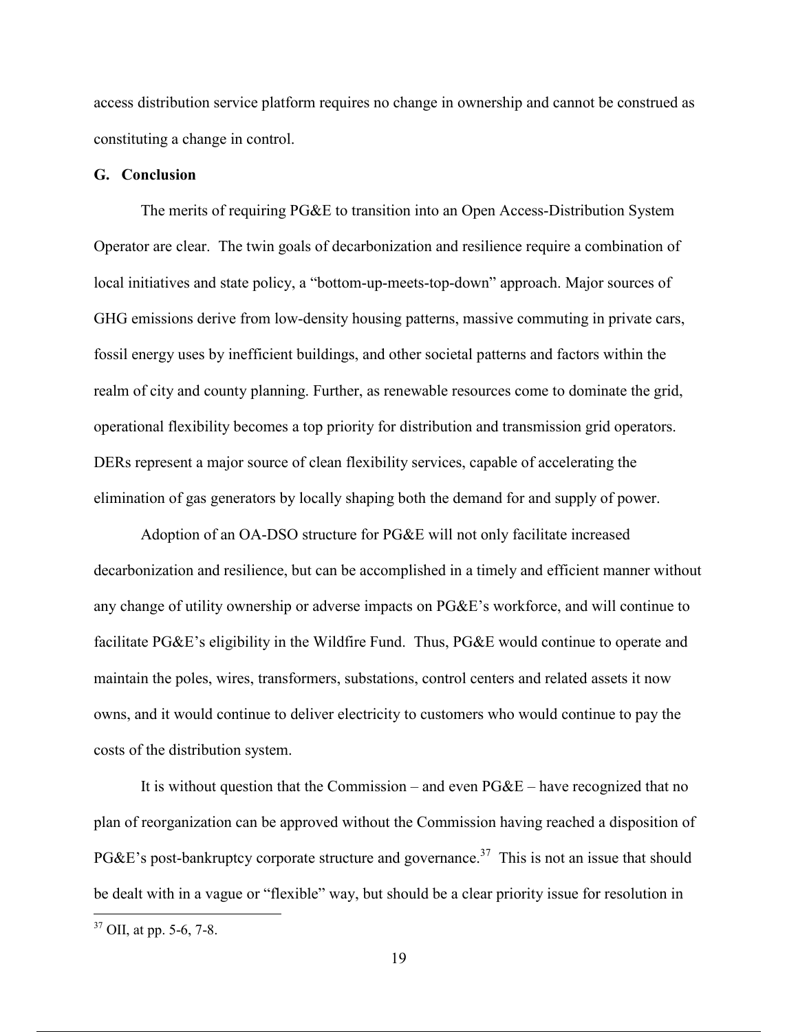access distribution service platform requires no change in ownership and cannot be construed as constituting a change in control.

### G. Conclusion

The merits of requiring PG&E to transition into an Open Access-Distribution System Operator are clear. The twin goals of decarbonization and resilience require a combination of local initiatives and state policy, a "bottom-up-meets-top-down" approach. Major sources of GHG emissions derive from low-density housing patterns, massive commuting in private cars, fossil energy uses by inefficient buildings, and other societal patterns and factors within the realm of city and county planning. Further, as renewable resources come to dominate the grid, operational flexibility becomes a top priority for distribution and transmission grid operators. DERs represent a major source of clean flexibility services, capable of accelerating the elimination of gas generators by locally shaping both the demand for and supply of power.

Adoption of an OA-DSO structure for PG&E will not only facilitate increased decarbonization and resilience, but can be accomplished in a timely and efficient manner without any change of utility ownership or adverse impacts on PG&E's workforce, and will continue to facilitate PG&E's eligibility in the Wildfire Fund. Thus, PG&E would continue to operate and maintain the poles, wires, transformers, substations, control centers and related assets it now owns, and it would continue to deliver electricity to customers who would continue to pay the costs of the distribution system.

It is without question that the Commission – and even PG&E – have recognized that no plan of reorganization can be approved without the Commission having reached a disposition of PG&E's post-bankruptcy corporate structure and governance.[37] This is not an issue that should be dealt with in a vague or "flexible" way, but should be a clear priority issue for resolution in

[37] OII, at pp. 5-6, 7-8.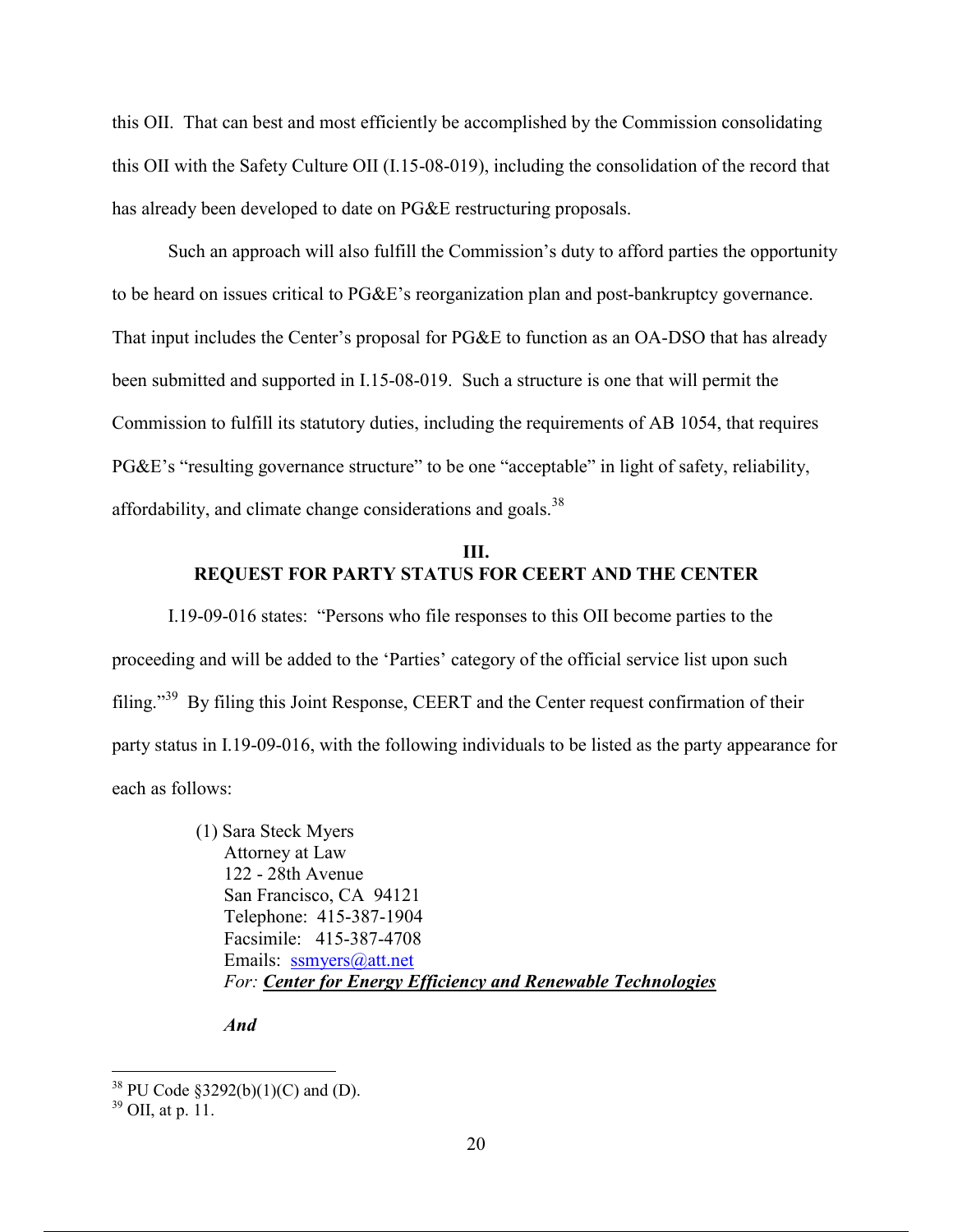this OII. That can best and most efficiently be accomplished by the Commission consolidating this OII with the Safety Culture OII (I.15-08-019), including the consolidation of the record that has already been developed to date on PG&E restructuring proposals.

Such an approach will also fulfill the Commission's duty to afford parties the opportunity to be heard on issues critical to PG&E's reorganization plan and post-bankruptcy governance. That input includes the Center's proposal for PG&E to function as an OA-DSO that has already been submitted and supported in I.15-08-019. Such a structure is one that will permit the Commission to fulfill its statutory duties, including the requirements of AB 1054, that requires PG&E's "resulting governance structure" to be one "acceptable" in light of safety, reliability, affordability, and climate change considerations and goals.[38]

## III.
## REQUEST FOR PARTY STATUS FOR CEERT AND THE CENTER

I.19-09-016 states: "Persons who file responses to this OII become parties to the proceeding and will be added to the 'Parties' category of the official service list upon such filing."[39] By filing this Joint Response, CEERT and the Center request confirmation of their party status in I.19-09-016, with the following individuals to be listed as the party appearance for each as follows:

(1) Sara Steck Myers
Attorney at Law
122 - 28th Avenue
San Francisco, CA 94121
Telephone: 415-387-1904
Facsimile: 415-387-4708
Emails: ssmyers@att.net
*For:* ***Center for Energy Efficiency and Renewable Technologies***

***And***

---

[38] PU Code §3292(b)(1)(C) and (D).

[39] OII, at p. 11.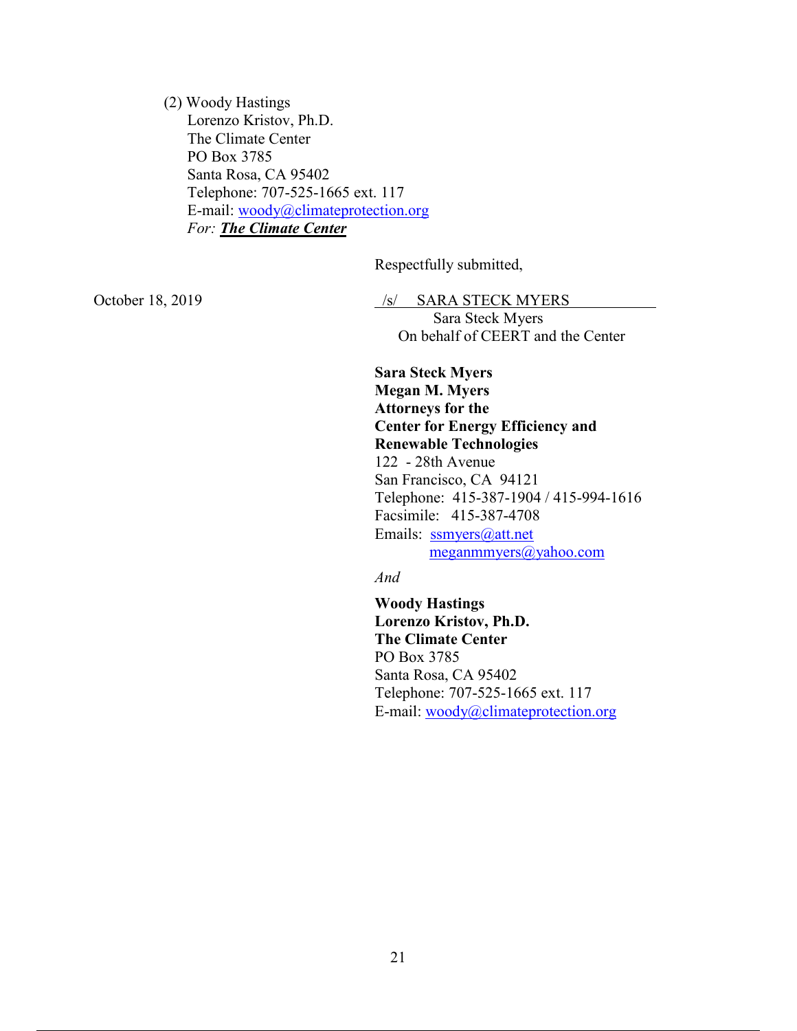(2) Woody Hastings
Lorenzo Kristov, Ph.D.
The Climate Center
PO Box 3785
Santa Rosa, CA 95402
Telephone: 707-525-1665 ext. 117
E-mail: woody@climateprotection.org
*For:* ***The Climate Center***

Respectfully submitted,

October 18, 2019

/s/ SARA STECK MYERS
Sara Steck Myers
On behalf of CEERT and the Center

**Sara Steck Myers**
**Megan M. Myers**
**Attorneys for the**
**Center for Energy Efficiency and**
**Renewable Technologies**
122 - 28th Avenue
San Francisco, CA 94121
Telephone: 415-387-1904 / 415-994-1616
Facsimile: 415-387-4708
Emails: ssmyers@att.net
meganmmyers@yahoo.com

*And*

**Woody Hastings**
**Lorenzo Kristov, Ph.D.**
**The Climate Center**
PO Box 3785
Santa Rosa, CA 95402
Telephone: 707-525-1665 ext. 117
E-mail: woody@climateprotection.org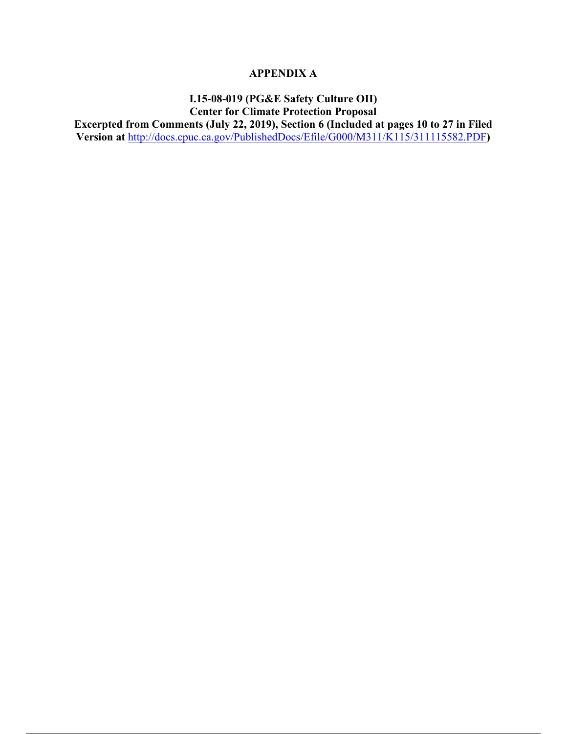**APPENDIX A**

**I.15-08-019 (PG&E Safety Culture OII)**
**Center for Climate Protection Proposal**
**Excerpted from Comments (July 22, 2019), Section 6 (Included at pages 10 to 27 in Filed Version at [http://docs.cpuc.ca.gov/PublishedDocs/Efile/G000/M311/K115/311115582.PDF](http://docs.cpuc.ca.gov/PublishedDocs/Efile/G000/M311/K115/311115582.PDF))**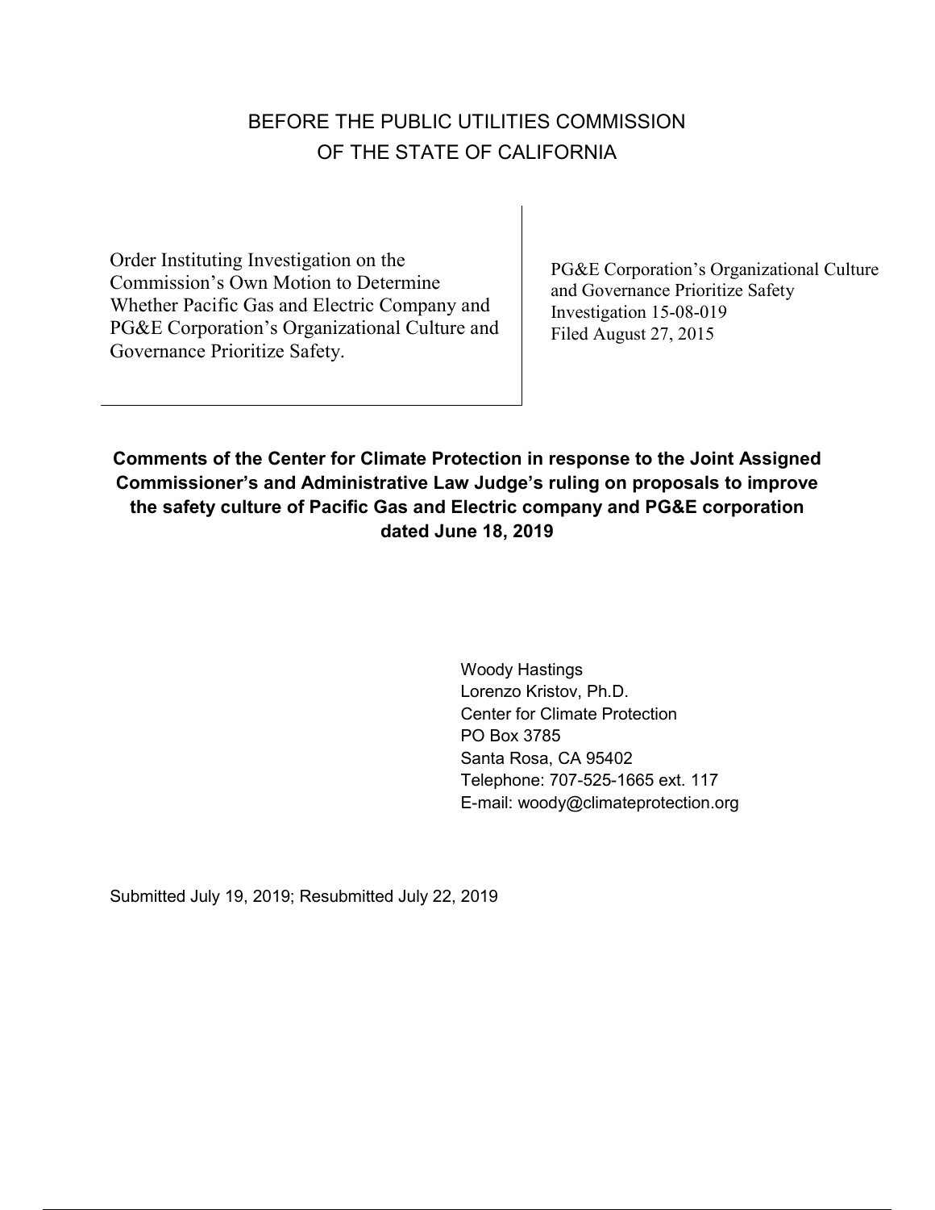# BEFORE THE PUBLIC UTILITIES COMMISSION
# OF THE STATE OF CALIFORNIA

| Order Instituting Investigation on the Commission's Own Motion to Determine Whether Pacific Gas and Electric Company and PG&E Corporation's Organizational Culture and Governance Prioritize Safety. | PG&E Corporation's Organizational Culture and Governance Prioritize Safety<br>Investigation 15-08-019<br>Filed August 27, 2015 |
|---|---|

**Comments of the Center for Climate Protection in response to the Joint Assigned Commissioner's and Administrative Law Judge's ruling on proposals to improve the safety culture of Pacific Gas and Electric company and PG&E corporation dated June 18, 2019**

Woody Hastings
Lorenzo Kristov, Ph.D.
Center for Climate Protection
PO Box 3785
Santa Rosa, CA 95402
Telephone: 707-525-1665 ext. 117
E-mail: woody@climateprotection.org

Submitted July 19, 2019; Resubmitted July 22, 2019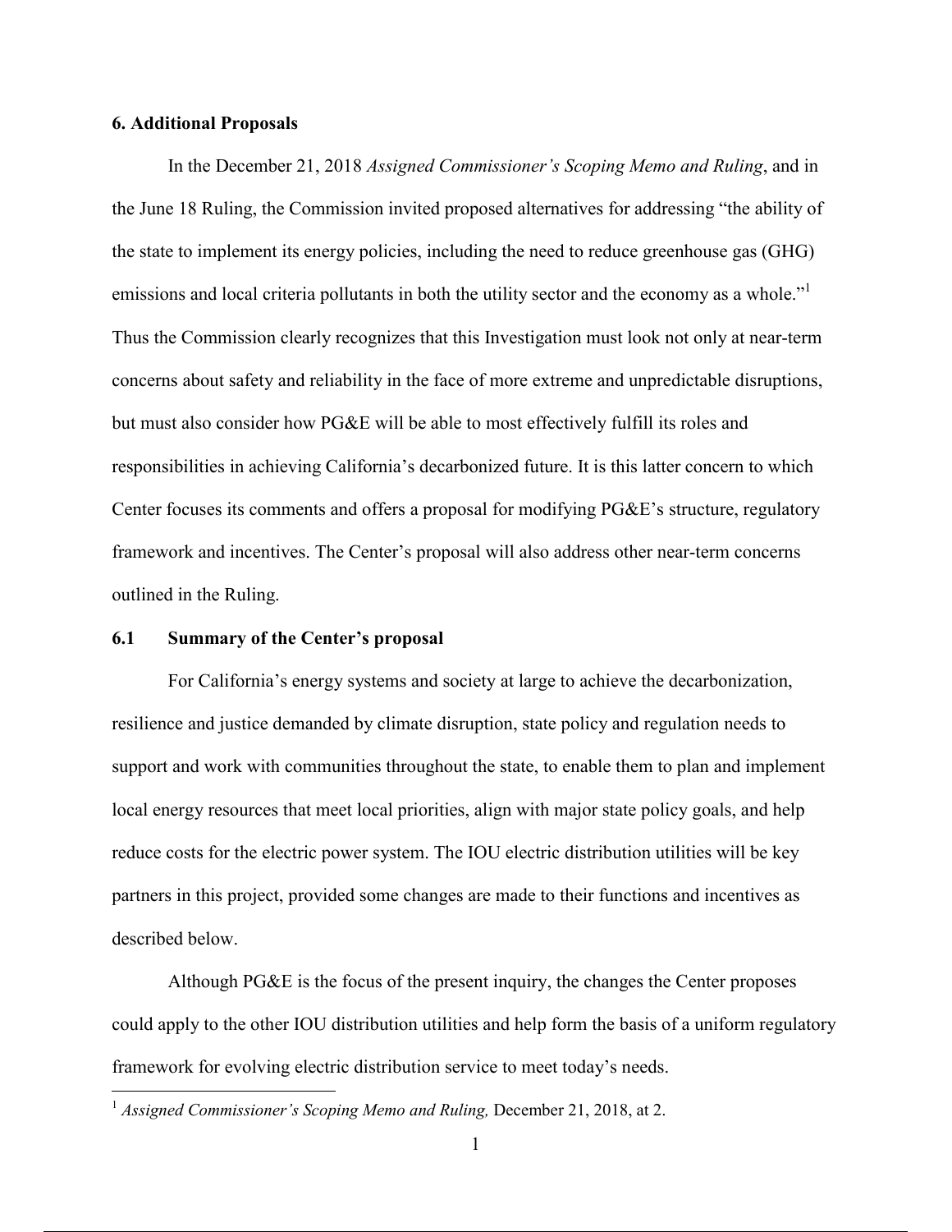## 6. Additional Proposals

In the December 21, 2018 *Assigned Commissioner's Scoping Memo and Ruling*, and in the June 18 Ruling, the Commission invited proposed alternatives for addressing "the ability of the state to implement its energy policies, including the need to reduce greenhouse gas (GHG) emissions and local criteria pollutants in both the utility sector and the economy as a whole."[1] Thus the Commission clearly recognizes that this Investigation must look not only at near-term concerns about safety and reliability in the face of more extreme and unpredictable disruptions, but must also consider how PG&E will be able to most effectively fulfill its roles and responsibilities in achieving California's decarbonized future. It is this latter concern to which Center focuses its comments and offers a proposal for modifying PG&E's structure, regulatory framework and incentives. The Center's proposal will also address other near-term concerns outlined in the Ruling.

### 6.1 Summary of the Center's proposal

For California's energy systems and society at large to achieve the decarbonization, resilience and justice demanded by climate disruption, state policy and regulation needs to support and work with communities throughout the state, to enable them to plan and implement local energy resources that meet local priorities, align with major state policy goals, and help reduce costs for the electric power system. The IOU electric distribution utilities will be key partners in this project, provided some changes are made to their functions and incentives as described below.

Although PG&E is the focus of the present inquiry, the changes the Center proposes could apply to the other IOU distribution utilities and help form the basis of a uniform regulatory framework for evolving electric distribution service to meet today's needs.

[1] *Assigned Commissioner's Scoping Memo and Ruling,* December 21, 2018, at 2.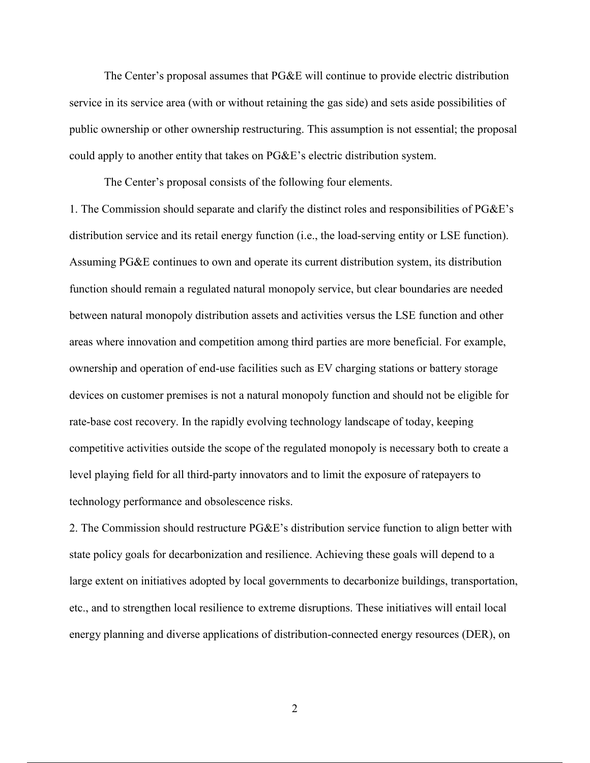The Center's proposal assumes that PG&E will continue to provide electric distribution service in its service area (with or without retaining the gas side) and sets aside possibilities of public ownership or other ownership restructuring. This assumption is not essential; the proposal could apply to another entity that takes on PG&E's electric distribution system.

The Center's proposal consists of the following four elements.

1. The Commission should separate and clarify the distinct roles and responsibilities of PG&E's distribution service and its retail energy function (i.e., the load-serving entity or LSE function). Assuming PG&E continues to own and operate its current distribution system, its distribution function should remain a regulated natural monopoly service, but clear boundaries are needed between natural monopoly distribution assets and activities versus the LSE function and other areas where innovation and competition among third parties are more beneficial. For example, ownership and operation of end-use facilities such as EV charging stations or battery storage devices on customer premises is not a natural monopoly function and should not be eligible for rate-base cost recovery. In the rapidly evolving technology landscape of today, keeping competitive activities outside the scope of the regulated monopoly is necessary both to create a level playing field for all third-party innovators and to limit the exposure of ratepayers to technology performance and obsolescence risks.

2. The Commission should restructure PG&E's distribution service function to align better with state policy goals for decarbonization and resilience. Achieving these goals will depend to a large extent on initiatives adopted by local governments to decarbonize buildings, transportation, etc., and to strengthen local resilience to extreme disruptions. These initiatives will entail local energy planning and diverse applications of distribution-connected energy resources (DER), on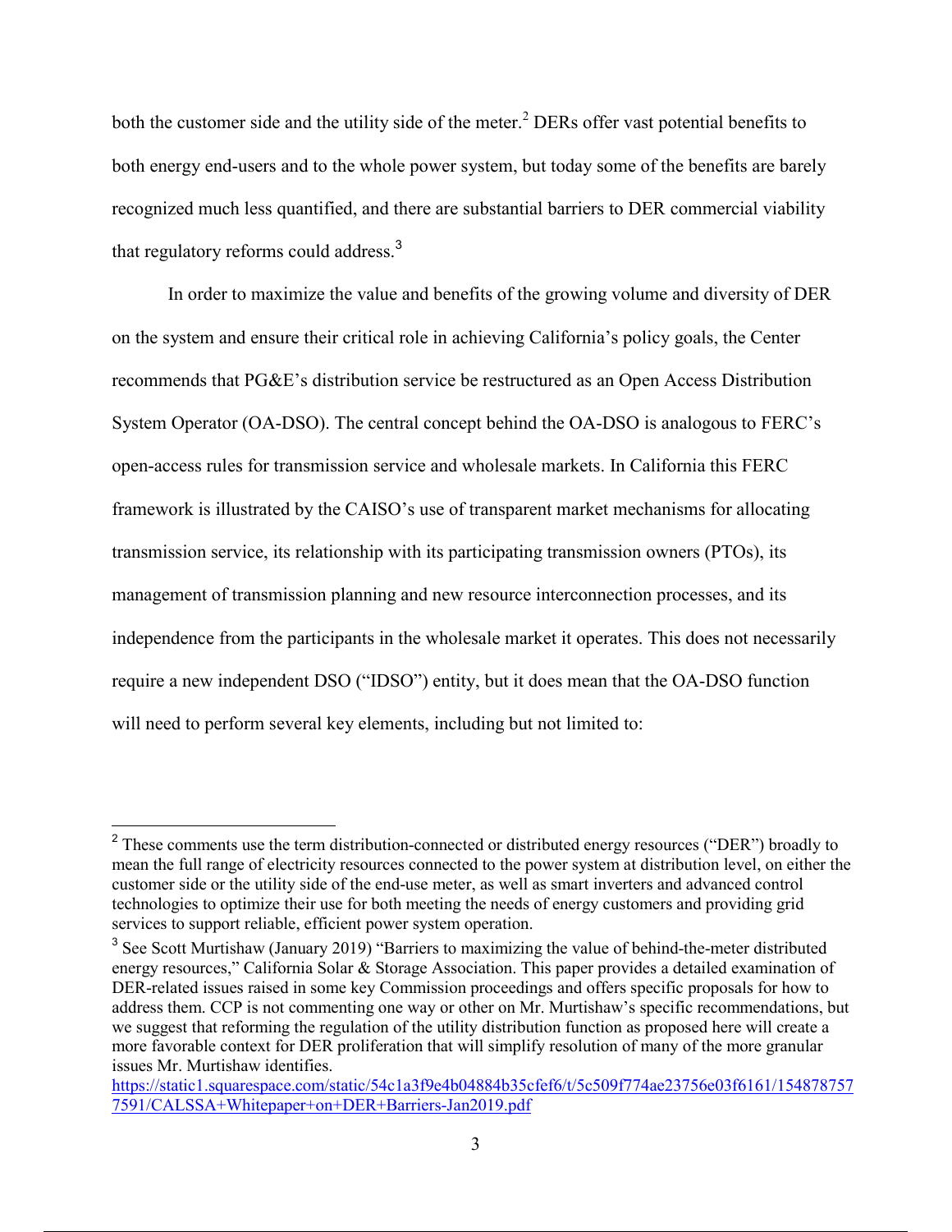both the customer side and the utility side of the meter.[2] DERs offer vast potential benefits to both energy end-users and to the whole power system, but today some of the benefits are barely recognized much less quantified, and there are substantial barriers to DER commercial viability that regulatory reforms could address.[3]

In order to maximize the value and benefits of the growing volume and diversity of DER on the system and ensure their critical role in achieving California's policy goals, the Center recommends that PG&E's distribution service be restructured as an Open Access Distribution System Operator (OA-DSO). The central concept behind the OA-DSO is analogous to FERC's open-access rules for transmission service and wholesale markets. In California this FERC framework is illustrated by the CAISO's use of transparent market mechanisms for allocating transmission service, its relationship with its participating transmission owners (PTOs), its management of transmission planning and new resource interconnection processes, and its independence from the participants in the wholesale market it operates. This does not necessarily require a new independent DSO ("IDSO") entity, but it does mean that the OA-DSO function will need to perform several key elements, including but not limited to:

---

[2] These comments use the term distribution-connected or distributed energy resources ("DER") broadly to mean the full range of electricity resources connected to the power system at distribution level, on either the customer side or the utility side of the end-use meter, as well as smart inverters and advanced control technologies to optimize their use for both meeting the needs of energy customers and providing grid services to support reliable, efficient power system operation.

[3] See Scott Murtishaw (January 2019) "Barriers to maximizing the value of behind-the-meter distributed energy resources," California Solar & Storage Association. This paper provides a detailed examination of DER-related issues raised in some key Commission proceedings and offers specific proposals for how to address them. CCP is not commenting one way or other on Mr. Murtishaw's specific recommendations, but we suggest that reforming the regulation of the utility distribution function as proposed here will create a more favorable context for DER proliferation that will simplify resolution of many of the more granular issues Mr. Murtishaw identifies.
https://static1.squarespace.com/static/54c1a3f9e4b04884b35cfef6/t/5c509f774ae23756e03f6161/1548787577591/CALSSA+Whitepaper+on+DER+Barriers-Jan2019.pdf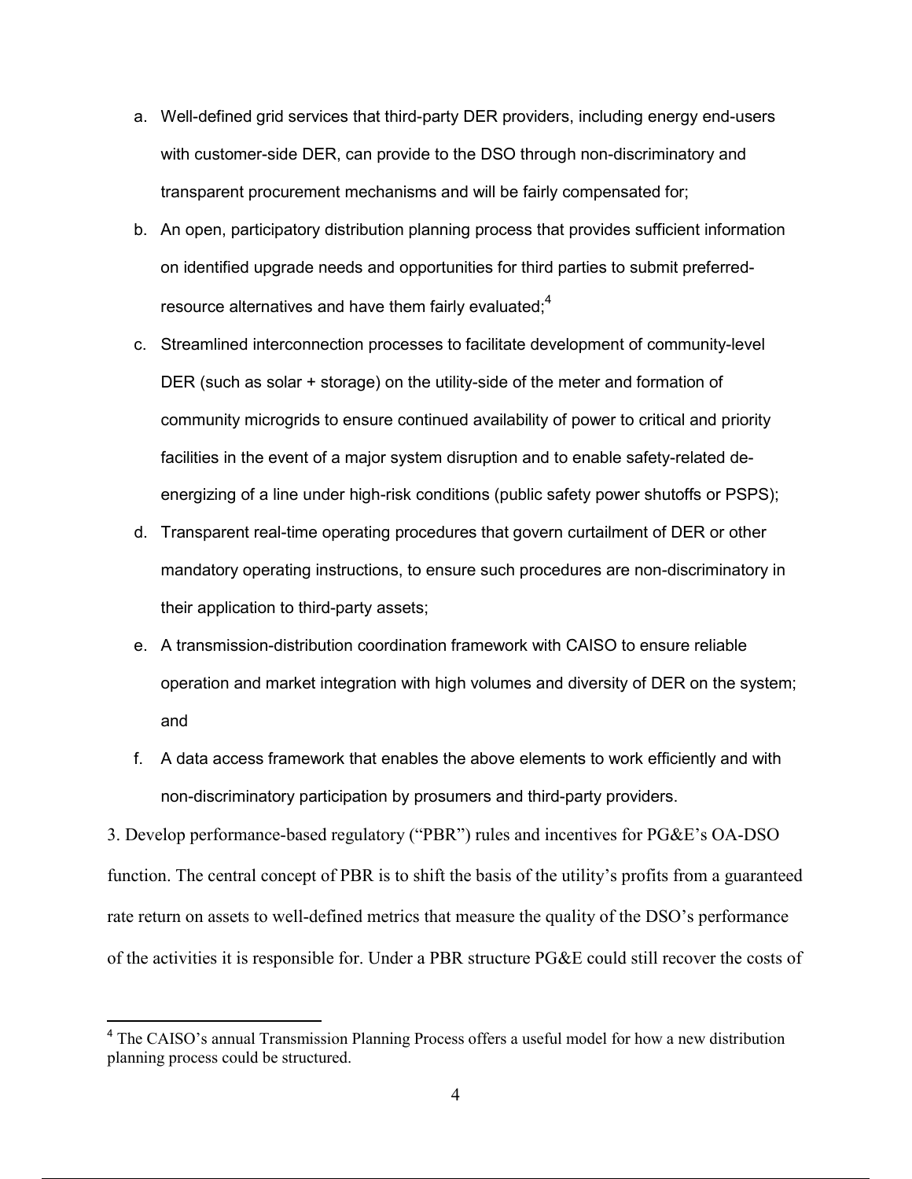a. Well-defined grid services that third-party DER providers, including energy end-users with customer-side DER, can provide to the DSO through non-discriminatory and transparent procurement mechanisms and will be fairly compensated for;

b. An open, participatory distribution planning process that provides sufficient information on identified upgrade needs and opportunities for third parties to submit preferred-resource alternatives and have them fairly evaluated;[4]

c. Streamlined interconnection processes to facilitate development of community-level DER (such as solar + storage) on the utility-side of the meter and formation of community microgrids to ensure continued availability of power to critical and priority facilities in the event of a major system disruption and to enable safety-related de-energizing of a line under high-risk conditions (public safety power shutoffs or PSPS);

d. Transparent real-time operating procedures that govern curtailment of DER or other mandatory operating instructions, to ensure such procedures are non-discriminatory in their application to third-party assets;

e. A transmission-distribution coordination framework with CAISO to ensure reliable operation and market integration with high volumes and diversity of DER on the system; and

f. A data access framework that enables the above elements to work efficiently and with non-discriminatory participation by prosumers and third-party providers.

3. Develop performance-based regulatory ("PBR") rules and incentives for PG&E's OA-DSO function. The central concept of PBR is to shift the basis of the utility's profits from a guaranteed rate return on assets to well-defined metrics that measure the quality of the DSO's performance of the activities it is responsible for. Under a PBR structure PG&E could still recover the costs of

[4] The CAISO's annual Transmission Planning Process offers a useful model for how a new distribution planning process could be structured.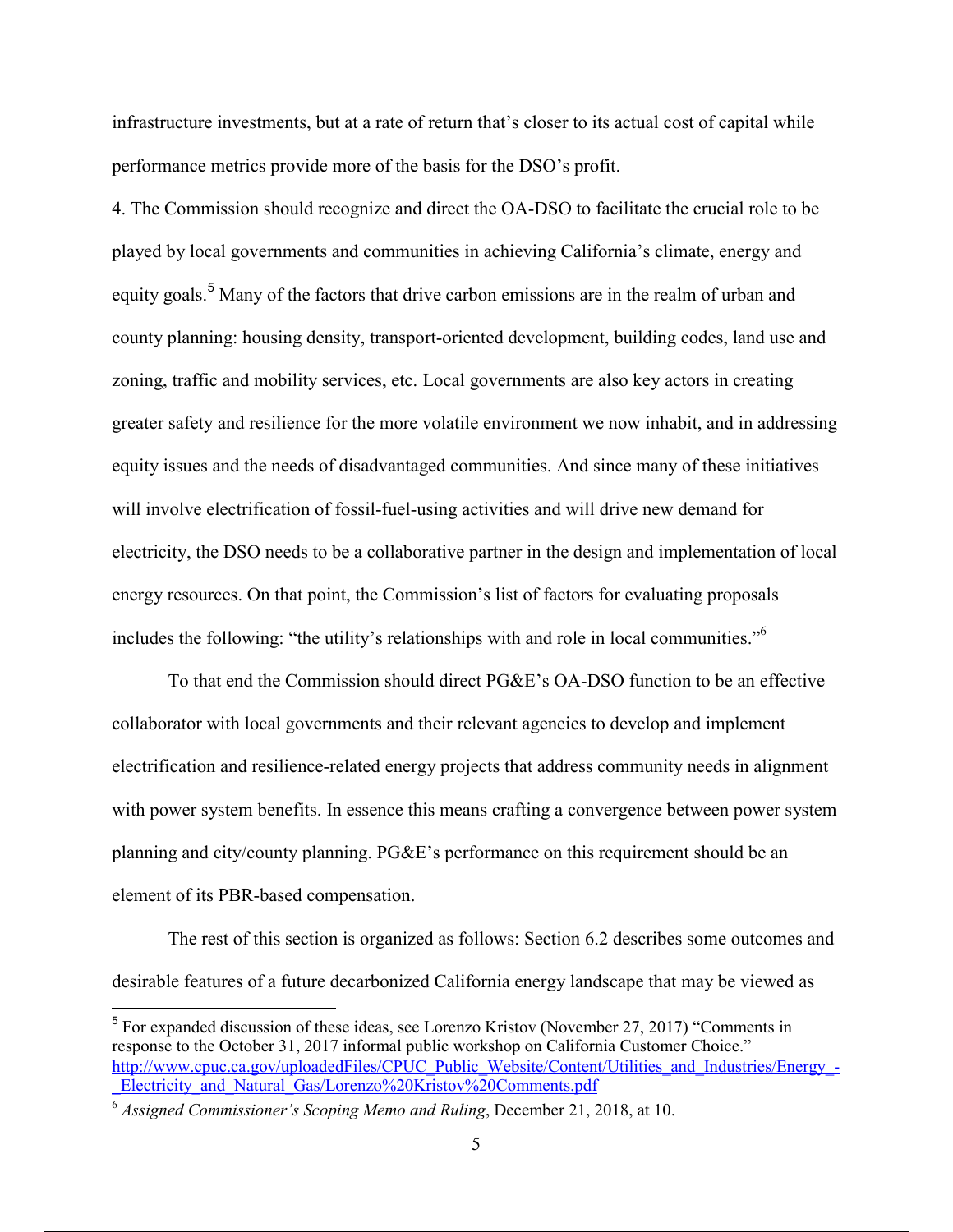infrastructure investments, but at a rate of return that's closer to its actual cost of capital while performance metrics provide more of the basis for the DSO's profit.

4. The Commission should recognize and direct the OA-DSO to facilitate the crucial role to be played by local governments and communities in achieving California's climate, energy and equity goals.[5] Many of the factors that drive carbon emissions are in the realm of urban and county planning: housing density, transport-oriented development, building codes, land use and zoning, traffic and mobility services, etc. Local governments are also key actors in creating greater safety and resilience for the more volatile environment we now inhabit, and in addressing equity issues and the needs of disadvantaged communities. And since many of these initiatives will involve electrification of fossil-fuel-using activities and will drive new demand for electricity, the DSO needs to be a collaborative partner in the design and implementation of local energy resources. On that point, the Commission's list of factors for evaluating proposals includes the following: "the utility's relationships with and role in local communities."[6]

To that end the Commission should direct PG&E's OA-DSO function to be an effective collaborator with local governments and their relevant agencies to develop and implement electrification and resilience-related energy projects that address community needs in alignment with power system benefits. In essence this means crafting a convergence between power system planning and city/county planning. PG&E's performance on this requirement should be an element of its PBR-based compensation.

The rest of this section is organized as follows: Section 6.2 describes some outcomes and desirable features of a future decarbonized California energy landscape that may be viewed as

---

[5] For expanded discussion of these ideas, see Lorenzo Kristov (November 27, 2017) "Comments in response to the October 31, 2017 informal public workshop on California Customer Choice." http://www.cpuc.ca.gov/uploadedFiles/CPUC_Public_Website/Content/Utilities_and_Industries/Energy_-_Electricity_and_Natural_Gas/Lorenzo%20Kristov%20Comments.pdf

[6] *Assigned Commissioner's Scoping Memo and Ruling*, December 21, 2018, at 10.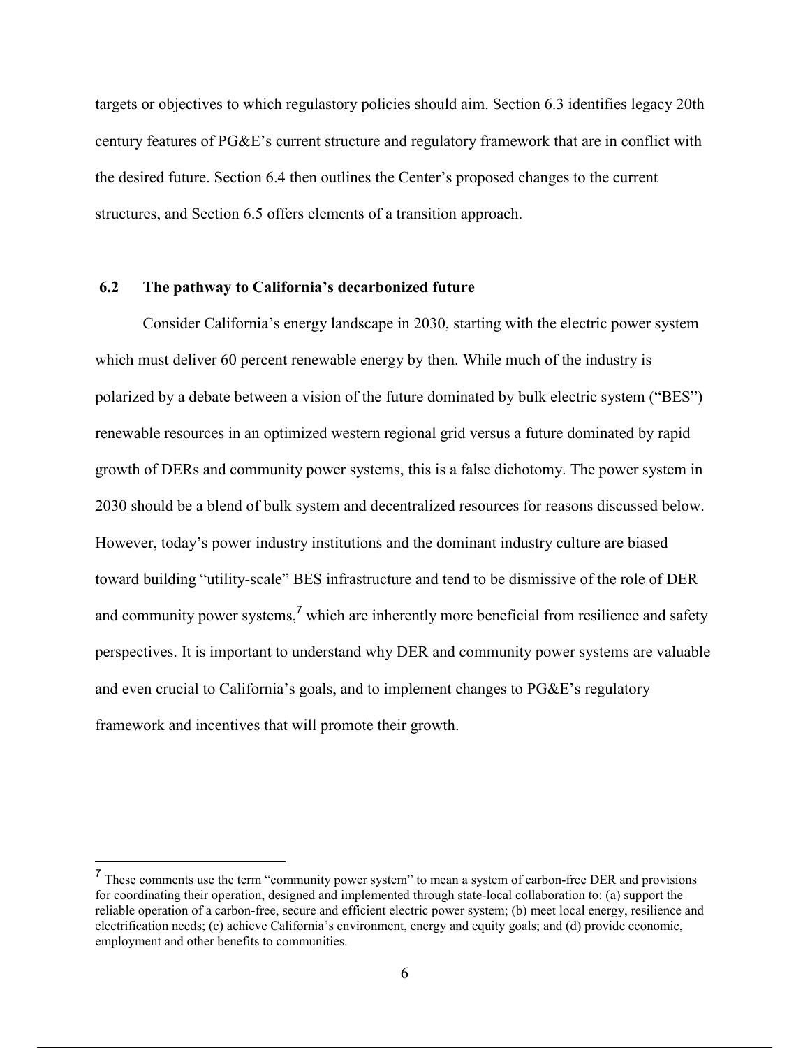targets or objectives to which regulastory policies should aim. Section 6.3 identifies legacy 20th century features of PG&E's current structure and regulatory framework that are in conflict with the desired future. Section 6.4 then outlines the Center's proposed changes to the current structures, and Section 6.5 offers elements of a transition approach.

### 6.2 The pathway to California's decarbonized future

Consider California's energy landscape in 2030, starting with the electric power system which must deliver 60 percent renewable energy by then. While much of the industry is polarized by a debate between a vision of the future dominated by bulk electric system ("BES") renewable resources in an optimized western regional grid versus a future dominated by rapid growth of DERs and community power systems, this is a false dichotomy. The power system in 2030 should be a blend of bulk system and decentralized resources for reasons discussed below. However, today's power industry institutions and the dominant industry culture are biased toward building "utility-scale" BES infrastructure and tend to be dismissive of the role of DER and community power systems,[7] which are inherently more beneficial from resilience and safety perspectives. It is important to understand why DER and community power systems are valuable and even crucial to California's goals, and to implement changes to PG&E's regulatory framework and incentives that will promote their growth.

[7] These comments use the term "community power system" to mean a system of carbon-free DER and provisions for coordinating their operation, designed and implemented through state-local collaboration to: (a) support the reliable operation of a carbon-free, secure and efficient electric power system; (b) meet local energy, resilience and electrification needs; (c) achieve California's environment, energy and equity goals; and (d) provide economic, employment and other benefits to communities.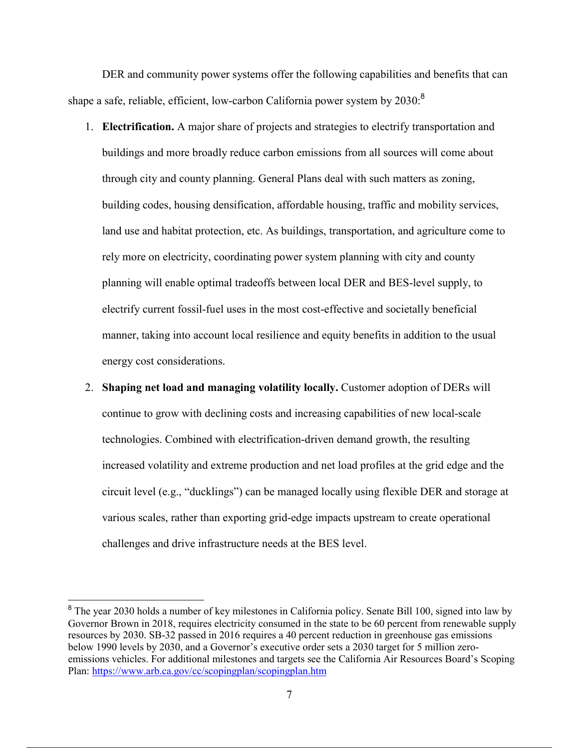DER and community power systems offer the following capabilities and benefits that can shape a safe, reliable, efficient, low-carbon California power system by 2030:[8]

1. **Electrification.** A major share of projects and strategies to electrify transportation and buildings and more broadly reduce carbon emissions from all sources will come about through city and county planning. General Plans deal with such matters as zoning, building codes, housing densification, affordable housing, traffic and mobility services, land use and habitat protection, etc. As buildings, transportation, and agriculture come to rely more on electricity, coordinating power system planning with city and county planning will enable optimal tradeoffs between local DER and BES-level supply, to electrify current fossil-fuel uses in the most cost-effective and societally beneficial manner, taking into account local resilience and equity benefits in addition to the usual energy cost considerations.
2. **Shaping net load and managing volatility locally.** Customer adoption of DERs will continue to grow with declining costs and increasing capabilities of new local-scale technologies. Combined with electrification-driven demand growth, the resulting increased volatility and extreme production and net load profiles at the grid edge and the circuit level (e.g., "ducklings") can be managed locally using flexible DER and storage at various scales, rather than exporting grid-edge impacts upstream to create operational challenges and drive infrastructure needs at the BES level.

[8] The year 2030 holds a number of key milestones in California policy. Senate Bill 100, signed into law by Governor Brown in 2018, requires electricity consumed in the state to be 60 percent from renewable supply resources by 2030. SB-32 passed in 2016 requires a 40 percent reduction in greenhouse gas emissions below 1990 levels by 2030, and a Governor's executive order sets a 2030 target for 5 million zero-emissions vehicles. For additional milestones and targets see the California Air Resources Board's Scoping Plan: https://www.arb.ca.gov/cc/scopingplan/scopingplan.htm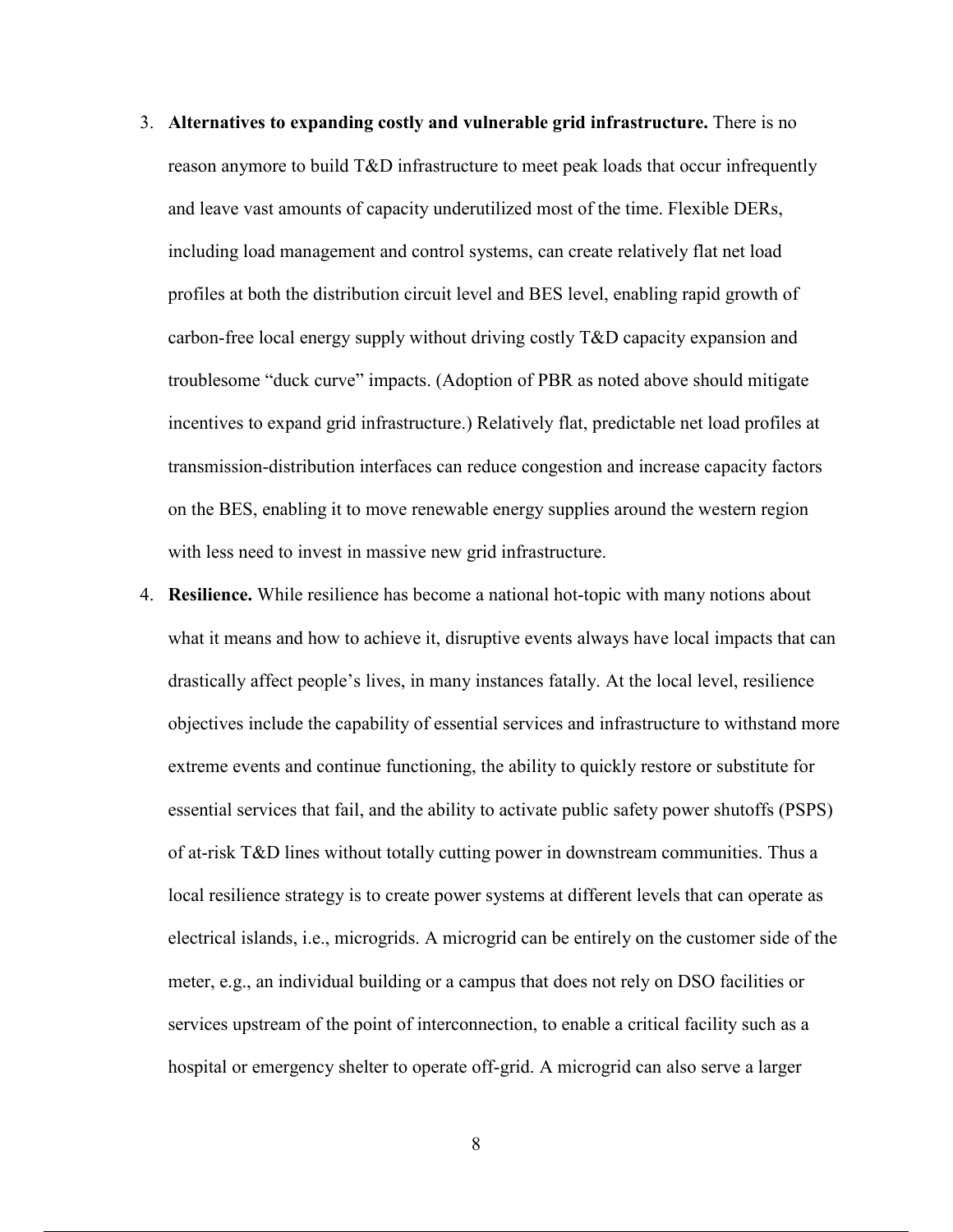3. **Alternatives to expanding costly and vulnerable grid infrastructure.** There is no reason anymore to build T&D infrastructure to meet peak loads that occur infrequently and leave vast amounts of capacity underutilized most of the time. Flexible DERs, including load management and control systems, can create relatively flat net load profiles at both the distribution circuit level and BES level, enabling rapid growth of carbon-free local energy supply without driving costly T&D capacity expansion and troublesome "duck curve" impacts. (Adoption of PBR as noted above should mitigate incentives to expand grid infrastructure.) Relatively flat, predictable net load profiles at transmission-distribution interfaces can reduce congestion and increase capacity factors on the BES, enabling it to move renewable energy supplies around the western region with less need to invest in massive new grid infrastructure.

4. **Resilience.** While resilience has become a national hot-topic with many notions about what it means and how to achieve it, disruptive events always have local impacts that can drastically affect people's lives, in many instances fatally. At the local level, resilience objectives include the capability of essential services and infrastructure to withstand more extreme events and continue functioning, the ability to quickly restore or substitute for essential services that fail, and the ability to activate public safety power shutoffs (PSPS) of at-risk T&D lines without totally cutting power in downstream communities. Thus a local resilience strategy is to create power systems at different levels that can operate as electrical islands, i.e., microgrids. A microgrid can be entirely on the customer side of the meter, e.g., an individual building or a campus that does not rely on DSO facilities or services upstream of the point of interconnection, to enable a critical facility such as a hospital or emergency shelter to operate off-grid. A microgrid can also serve a larger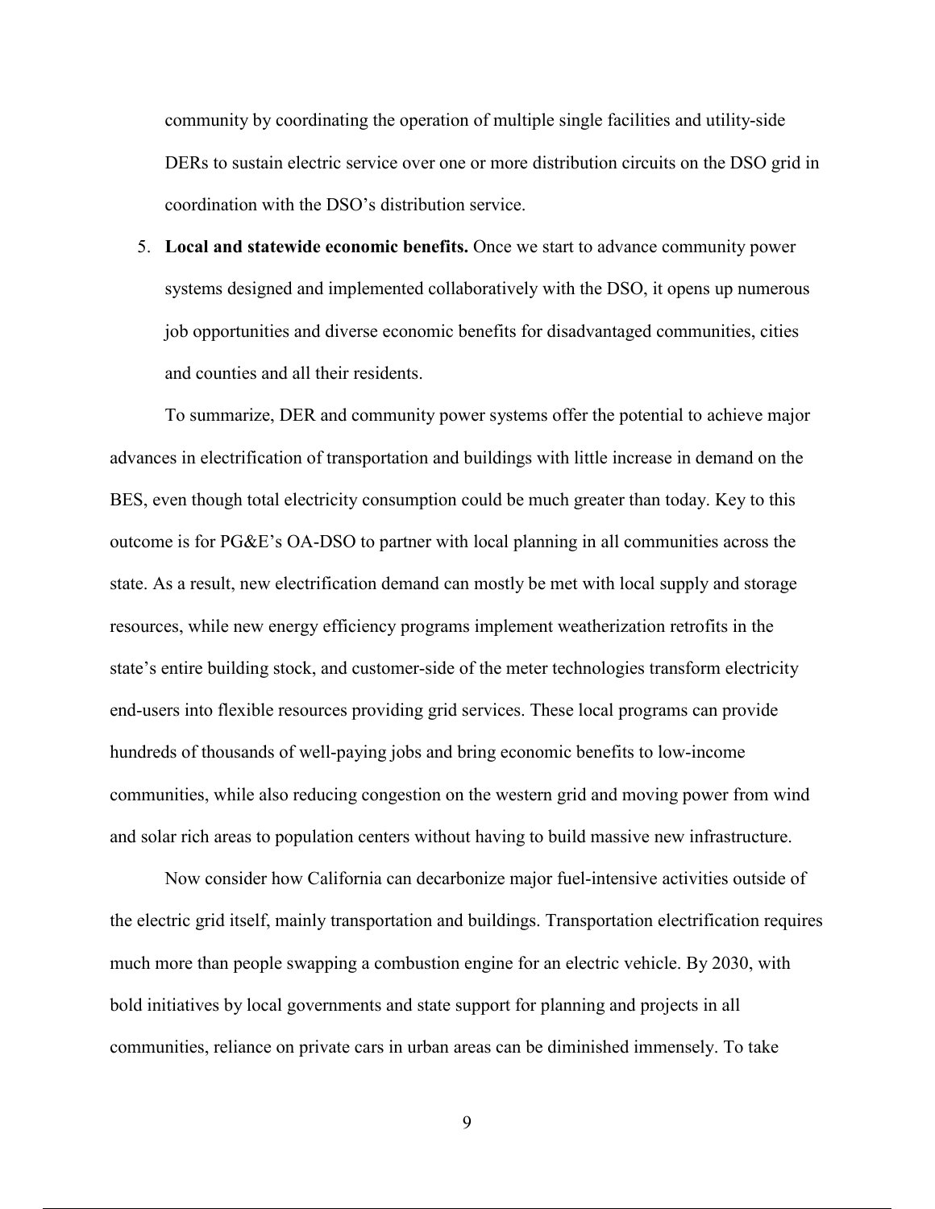community by coordinating the operation of multiple single facilities and utility-side DERs to sustain electric service over one or more distribution circuits on the DSO grid in coordination with the DSO's distribution service.

5. **Local and statewide economic benefits.** Once we start to advance community power systems designed and implemented collaboratively with the DSO, it opens up numerous job opportunities and diverse economic benefits for disadvantaged communities, cities and counties and all their residents.

To summarize, DER and community power systems offer the potential to achieve major advances in electrification of transportation and buildings with little increase in demand on the BES, even though total electricity consumption could be much greater than today. Key to this outcome is for PG&E's OA-DSO to partner with local planning in all communities across the state. As a result, new electrification demand can mostly be met with local supply and storage resources, while new energy efficiency programs implement weatherization retrofits in the state's entire building stock, and customer-side of the meter technologies transform electricity end-users into flexible resources providing grid services. These local programs can provide hundreds of thousands of well-paying jobs and bring economic benefits to low-income communities, while also reducing congestion on the western grid and moving power from wind and solar rich areas to population centers without having to build massive new infrastructure.

Now consider how California can decarbonize major fuel-intensive activities outside of the electric grid itself, mainly transportation and buildings. Transportation electrification requires much more than people swapping a combustion engine for an electric vehicle. By 2030, with bold initiatives by local governments and state support for planning and projects in all communities, reliance on private cars in urban areas can be diminished immensely. To take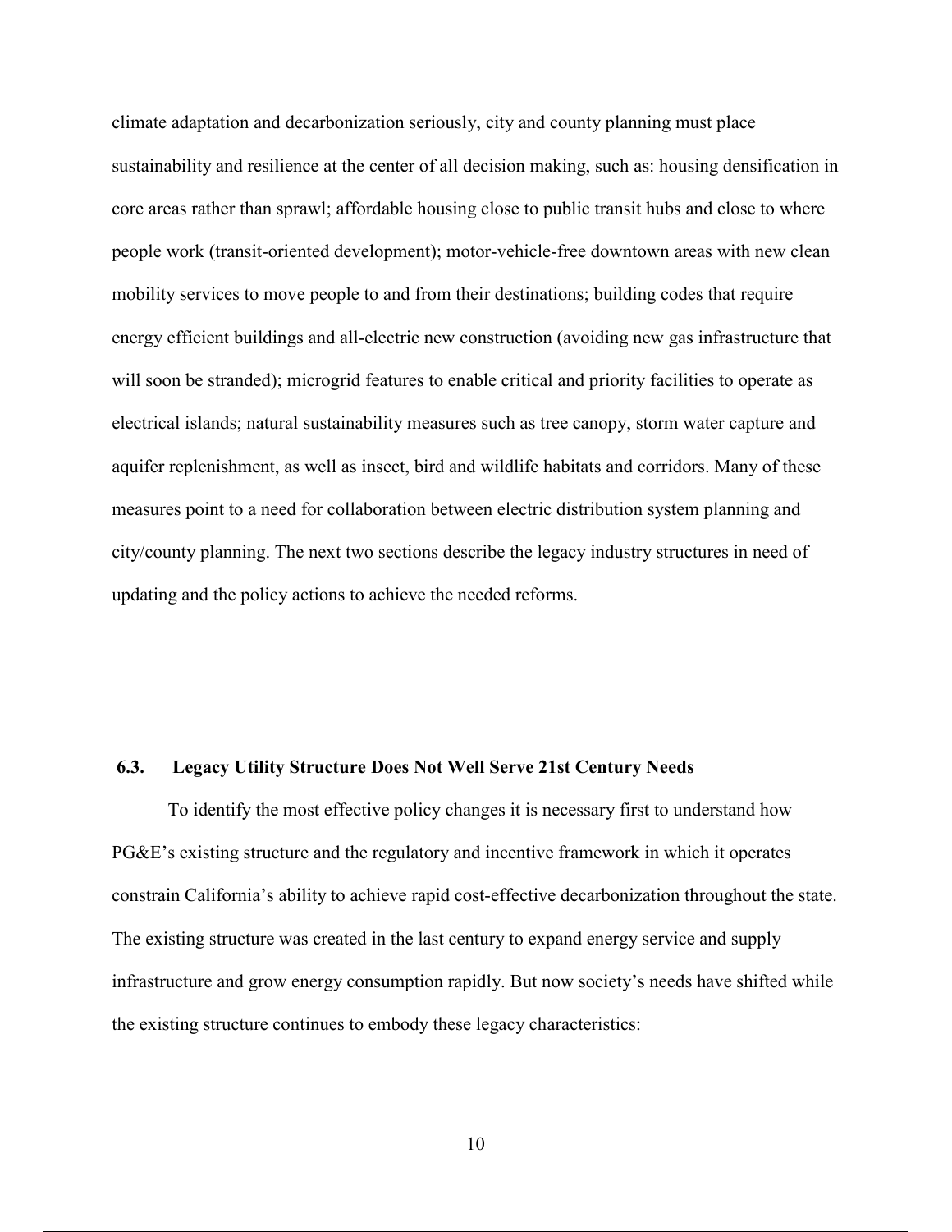climate adaptation and decarbonization seriously, city and county planning must place sustainability and resilience at the center of all decision making, such as: housing densification in core areas rather than sprawl; affordable housing close to public transit hubs and close to where people work (transit-oriented development); motor-vehicle-free downtown areas with new clean mobility services to move people to and from their destinations; building codes that require energy efficient buildings and all-electric new construction (avoiding new gas infrastructure that will soon be stranded); microgrid features to enable critical and priority facilities to operate as electrical islands; natural sustainability measures such as tree canopy, storm water capture and aquifer replenishment, as well as insect, bird and wildlife habitats and corridors. Many of these measures point to a need for collaboration between electric distribution system planning and city/county planning. The next two sections describe the legacy industry structures in need of updating and the policy actions to achieve the needed reforms.

### 6.3. Legacy Utility Structure Does Not Well Serve 21st Century Needs

To identify the most effective policy changes it is necessary first to understand how PG&E's existing structure and the regulatory and incentive framework in which it operates constrain California's ability to achieve rapid cost-effective decarbonization throughout the state. The existing structure was created in the last century to expand energy service and supply infrastructure and grow energy consumption rapidly. But now society's needs have shifted while the existing structure continues to embody these legacy characteristics: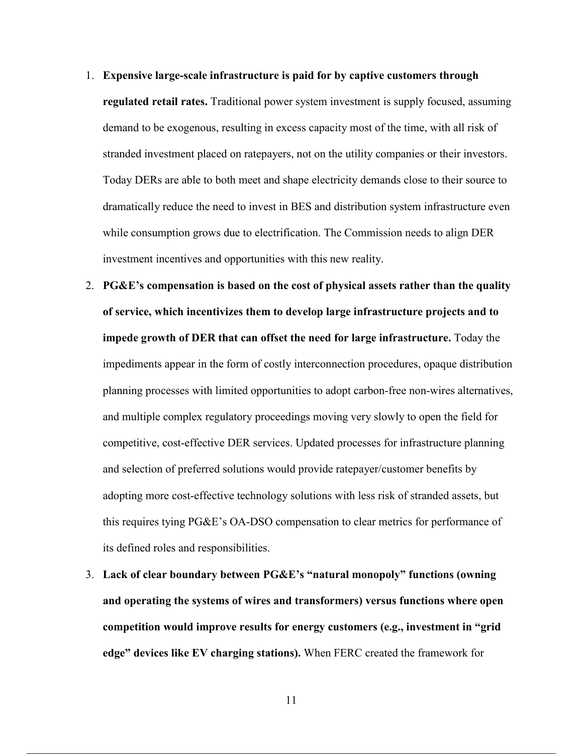1. **Expensive large-scale infrastructure is paid for by captive customers through regulated retail rates.** Traditional power system investment is supply focused, assuming demand to be exogenous, resulting in excess capacity most of the time, with all risk of stranded investment placed on ratepayers, not on the utility companies or their investors. Today DERs are able to both meet and shape electricity demands close to their source to dramatically reduce the need to invest in BES and distribution system infrastructure even while consumption grows due to electrification. The Commission needs to align DER investment incentives and opportunities with this new reality.
2. **PG&E's compensation is based on the cost of physical assets rather than the quality of service, which incentivizes them to develop large infrastructure projects and to impede growth of DER that can offset the need for large infrastructure.** Today the impediments appear in the form of costly interconnection procedures, opaque distribution planning processes with limited opportunities to adopt carbon-free non-wires alternatives, and multiple complex regulatory proceedings moving very slowly to open the field for competitive, cost-effective DER services. Updated processes for infrastructure planning and selection of preferred solutions would provide ratepayer/customer benefits by adopting more cost-effective technology solutions with less risk of stranded assets, but this requires tying PG&E's OA-DSO compensation to clear metrics for performance of its defined roles and responsibilities.
3. **Lack of clear boundary between PG&E's "natural monopoly" functions (owning and operating the systems of wires and transformers) versus functions where open competition would improve results for energy customers (e.g., investment in "grid edge" devices like EV charging stations).** When FERC created the framework for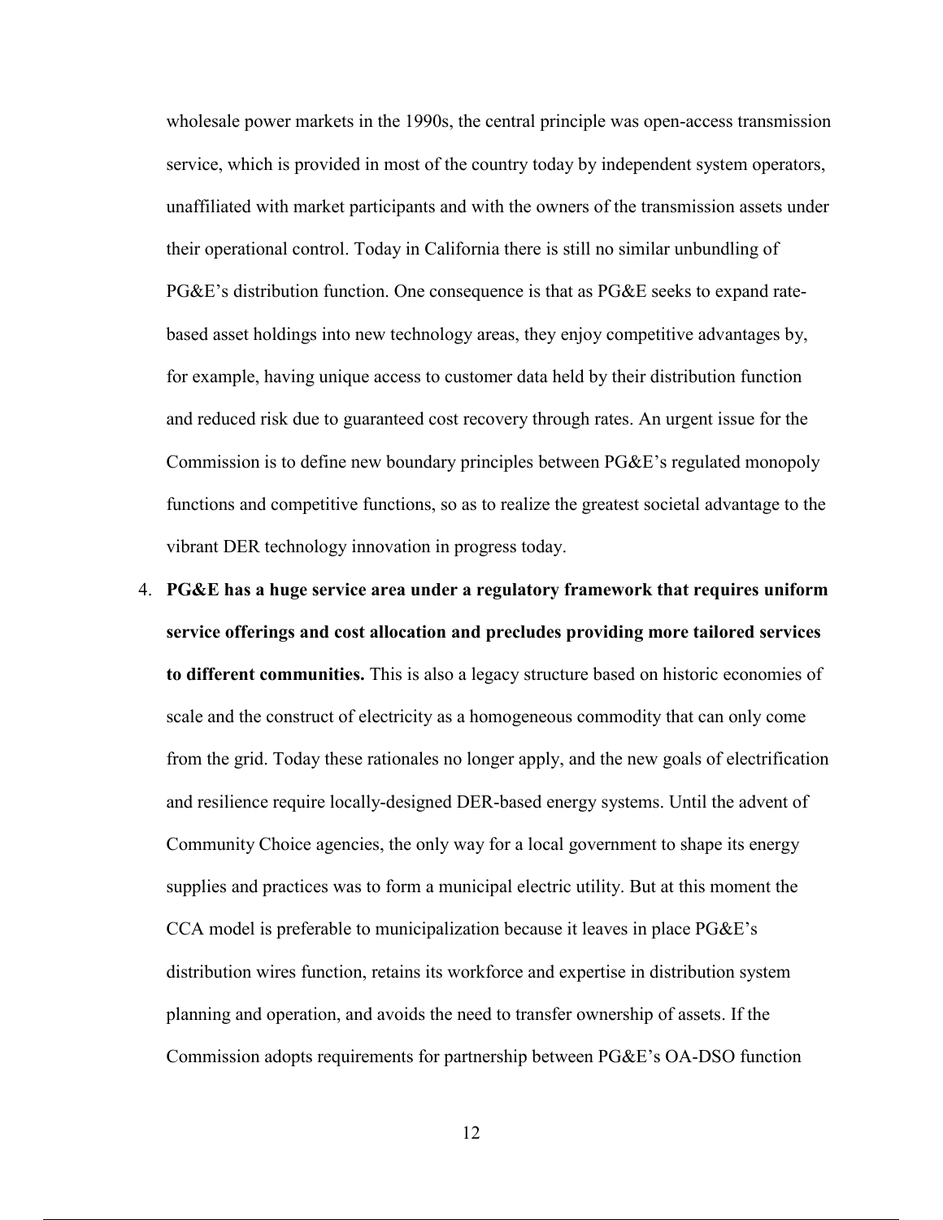wholesale power markets in the 1990s, the central principle was open-access transmission service, which is provided in most of the country today by independent system operators, unaffiliated with market participants and with the owners of the transmission assets under their operational control. Today in California there is still no similar unbundling of PG&E's distribution function. One consequence is that as PG&E seeks to expand rate-based asset holdings into new technology areas, they enjoy competitive advantages by, for example, having unique access to customer data held by their distribution function and reduced risk due to guaranteed cost recovery through rates. An urgent issue for the Commission is to define new boundary principles between PG&E's regulated monopoly functions and competitive functions, so as to realize the greatest societal advantage to the vibrant DER technology innovation in progress today.

4. **PG&E has a huge service area under a regulatory framework that requires uniform service offerings and cost allocation and precludes providing more tailored services to different communities.** This is also a legacy structure based on historic economies of scale and the construct of electricity as a homogeneous commodity that can only come from the grid. Today these rationales no longer apply, and the new goals of electrification and resilience require locally-designed DER-based energy systems. Until the advent of Community Choice agencies, the only way for a local government to shape its energy supplies and practices was to form a municipal electric utility. But at this moment the CCA model is preferable to municipalization because it leaves in place PG&E's distribution wires function, retains its workforce and expertise in distribution system planning and operation, and avoids the need to transfer ownership of assets. If the Commission adopts requirements for partnership between PG&E's OA-DSO function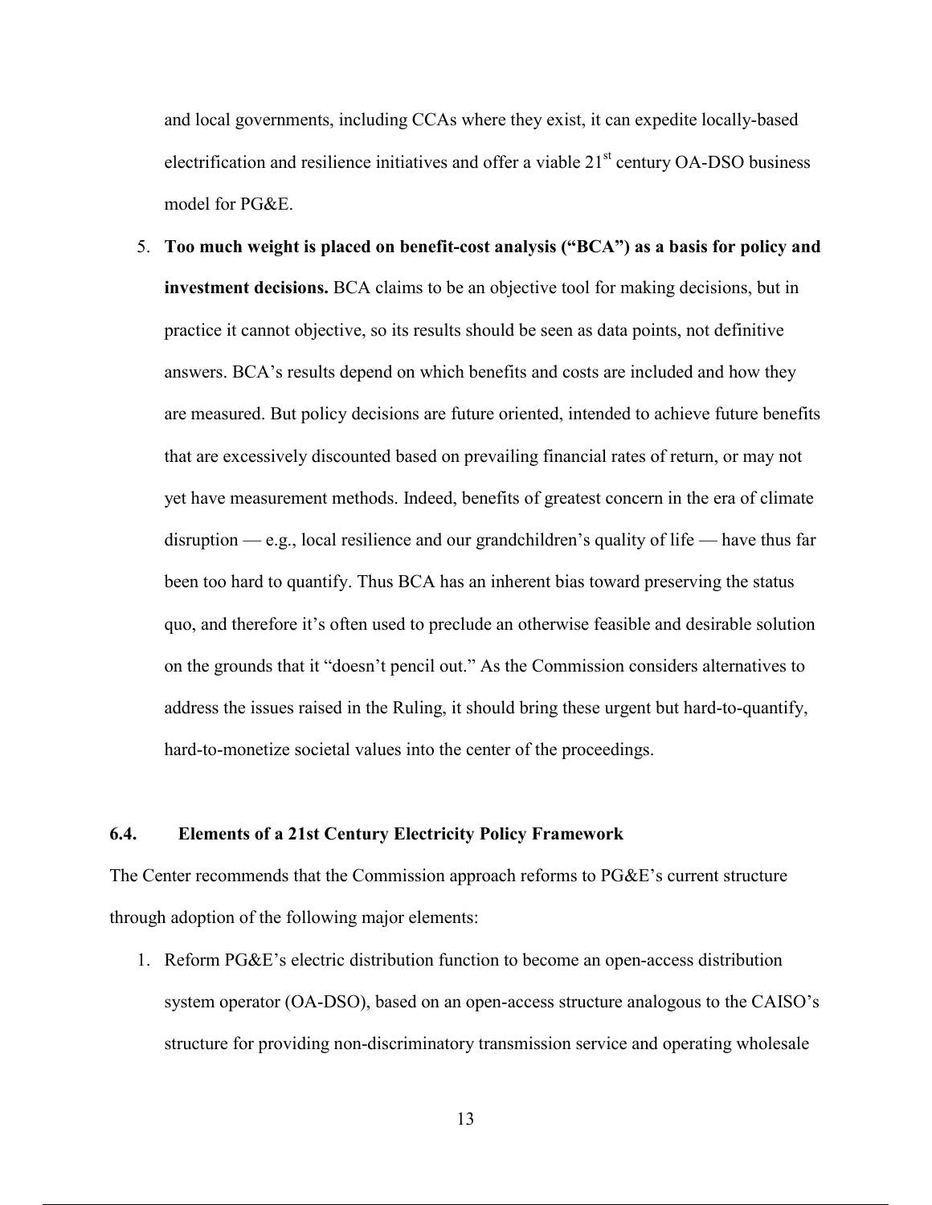and local governments, including CCAs where they exist, it can expedite locally-based electrification and resilience initiatives and offer a viable 21st century OA-DSO business model for PG&E.

5. **Too much weight is placed on benefit-cost analysis ("BCA") as a basis for policy and investment decisions.** BCA claims to be an objective tool for making decisions, but in practice it cannot objective, so its results should be seen as data points, not definitive answers. BCA's results depend on which benefits and costs are included and how they are measured. But policy decisions are future oriented, intended to achieve future benefits that are excessively discounted based on prevailing financial rates of return, or may not yet have measurement methods. Indeed, benefits of greatest concern in the era of climate disruption — e.g., local resilience and our grandchildren's quality of life — have thus far been too hard to quantify. Thus BCA has an inherent bias toward preserving the status quo, and therefore it's often used to preclude an otherwise feasible and desirable solution on the grounds that it "doesn't pencil out." As the Commission considers alternatives to address the issues raised in the Ruling, it should bring these urgent but hard-to-quantify, hard-to-monetize societal values into the center of the proceedings.

### 6.4. Elements of a 21st Century Electricity Policy Framework

The Center recommends that the Commission approach reforms to PG&E's current structure through adoption of the following major elements:

1. Reform PG&E's electric distribution function to become an open-access distribution system operator (OA-DSO), based on an open-access structure analogous to the CAISO's structure for providing non-discriminatory transmission service and operating wholesale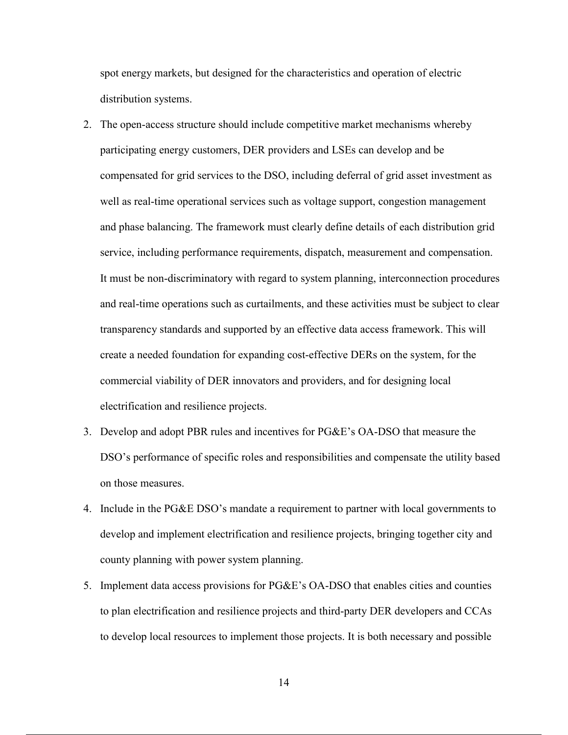spot energy markets, but designed for the characteristics and operation of electric distribution systems.

2. The open-access structure should include competitive market mechanisms whereby participating energy customers, DER providers and LSEs can develop and be compensated for grid services to the DSO, including deferral of grid asset investment as well as real-time operational services such as voltage support, congestion management and phase balancing. The framework must clearly define details of each distribution grid service, including performance requirements, dispatch, measurement and compensation. It must be non-discriminatory with regard to system planning, interconnection procedures and real-time operations such as curtailments, and these activities must be subject to clear transparency standards and supported by an effective data access framework. This will create a needed foundation for expanding cost-effective DERs on the system, for the commercial viability of DER innovators and providers, and for designing local electrification and resilience projects.
3. Develop and adopt PBR rules and incentives for PG&E's OA-DSO that measure the DSO's performance of specific roles and responsibilities and compensate the utility based on those measures.
4. Include in the PG&E DSO's mandate a requirement to partner with local governments to develop and implement electrification and resilience projects, bringing together city and county planning with power system planning.
5. Implement data access provisions for PG&E's OA-DSO that enables cities and counties to plan electrification and resilience projects and third-party DER developers and CCAs to develop local resources to implement those projects. It is both necessary and possible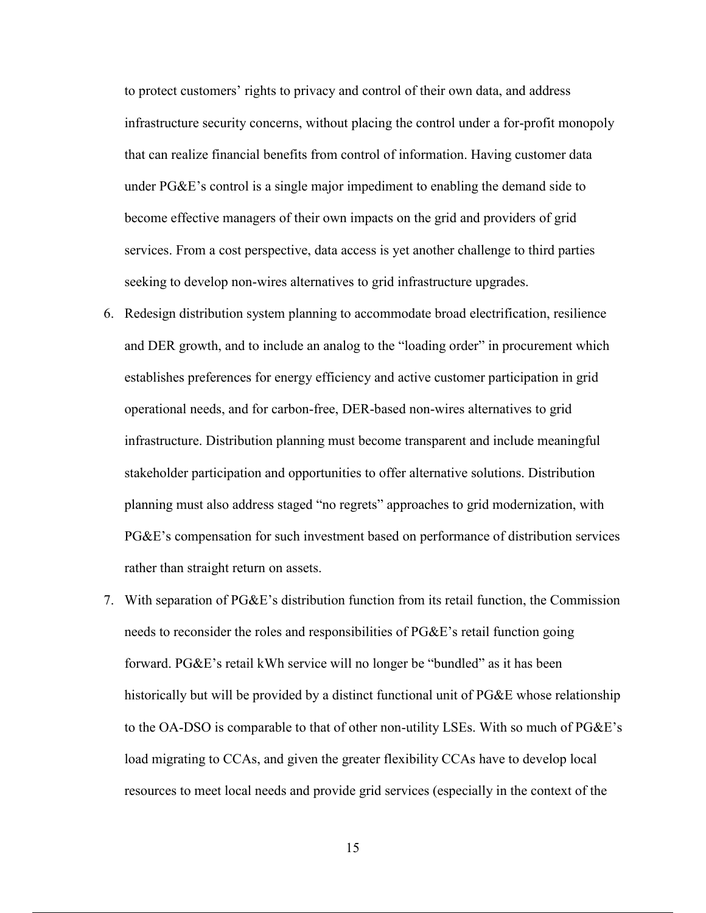to protect customers' rights to privacy and control of their own data, and address infrastructure security concerns, without placing the control under a for-profit monopoly that can realize financial benefits from control of information. Having customer data under PG&E's control is a single major impediment to enabling the demand side to become effective managers of their own impacts on the grid and providers of grid services. From a cost perspective, data access is yet another challenge to third parties seeking to develop non-wires alternatives to grid infrastructure upgrades.

6. Redesign distribution system planning to accommodate broad electrification, resilience and DER growth, and to include an analog to the "loading order" in procurement which establishes preferences for energy efficiency and active customer participation in grid operational needs, and for carbon-free, DER-based non-wires alternatives to grid infrastructure. Distribution planning must become transparent and include meaningful stakeholder participation and opportunities to offer alternative solutions. Distribution planning must also address staged "no regrets" approaches to grid modernization, with PG&E's compensation for such investment based on performance of distribution services rather than straight return on assets.
7. With separation of PG&E's distribution function from its retail function, the Commission needs to reconsider the roles and responsibilities of PG&E's retail function going forward. PG&E's retail kWh service will no longer be "bundled" as it has been historically but will be provided by a distinct functional unit of PG&E whose relationship to the OA-DSO is comparable to that of other non-utility LSEs. With so much of PG&E's load migrating to CCAs, and given the greater flexibility CCAs have to develop local resources to meet local needs and provide grid services (especially in the context of the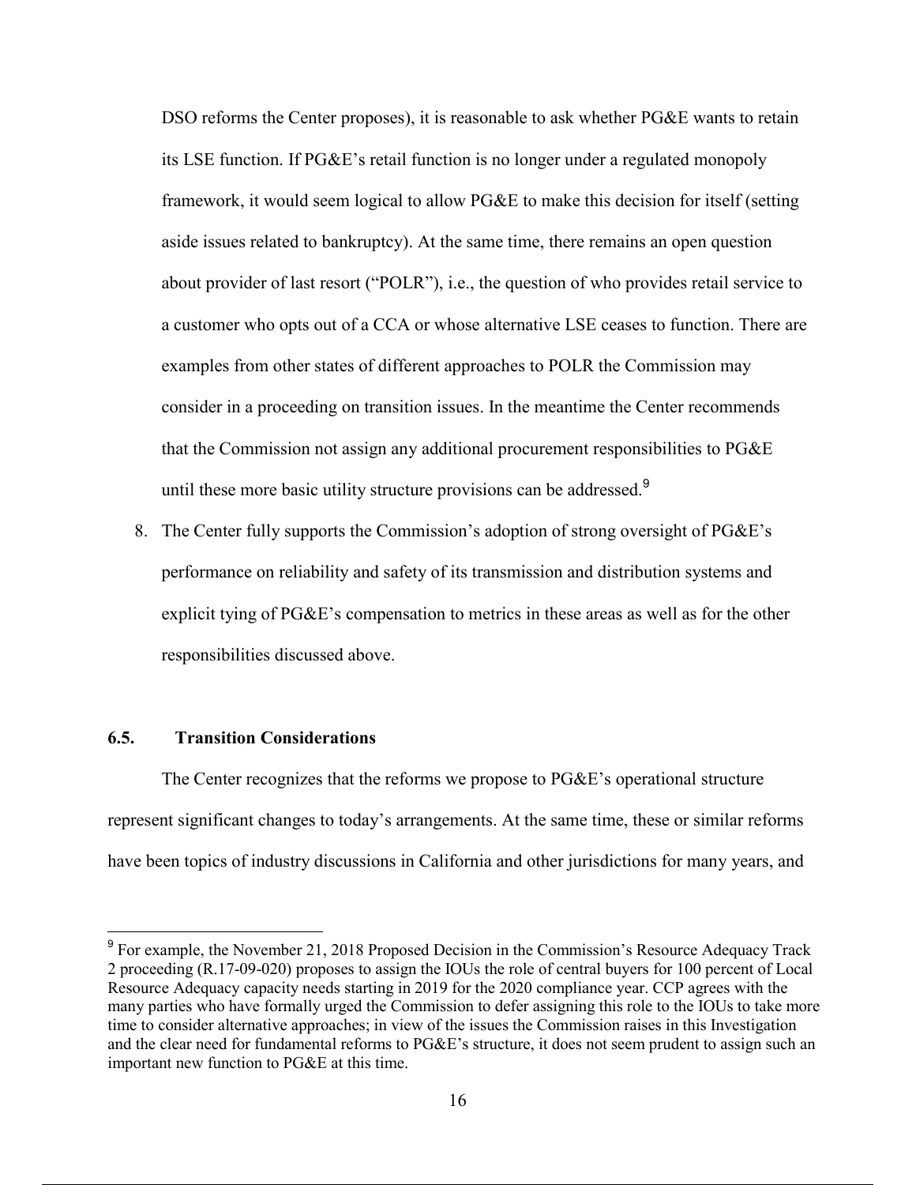DSO reforms the Center proposes), it is reasonable to ask whether PG&E wants to retain its LSE function. If PG&E's retail function is no longer under a regulated monopoly framework, it would seem logical to allow PG&E to make this decision for itself (setting aside issues related to bankruptcy). At the same time, there remains an open question about provider of last resort ("POLR"), i.e., the question of who provides retail service to a customer who opts out of a CCA or whose alternative LSE ceases to function. There are examples from other states of different approaches to POLR the Commission may consider in a proceeding on transition issues. In the meantime the Center recommends that the Commission not assign any additional procurement responsibilities to PG&E until these more basic utility structure provisions can be addressed.[9]

8. The Center fully supports the Commission's adoption of strong oversight of PG&E's performance on reliability and safety of its transmission and distribution systems and explicit tying of PG&E's compensation to metrics in these areas as well as for the other responsibilities discussed above.

### 6.5. Transition Considerations

The Center recognizes that the reforms we propose to PG&E's operational structure represent significant changes to today's arrangements. At the same time, these or similar reforms have been topics of industry discussions in California and other jurisdictions for many years, and

[9] For example, the November 21, 2018 Proposed Decision in the Commission's Resource Adequacy Track 2 proceeding (R.17-09-020) proposes to assign the IOUs the role of central buyers for 100 percent of Local Resource Adequacy capacity needs starting in 2019 for the 2020 compliance year. CCP agrees with the many parties who have formally urged the Commission to defer assigning this role to the IOUs to take more time to consider alternative approaches; in view of the issues the Commission raises in this Investigation and the clear need for fundamental reforms to PG&E's structure, it does not seem prudent to assign such an important new function to PG&E at this time.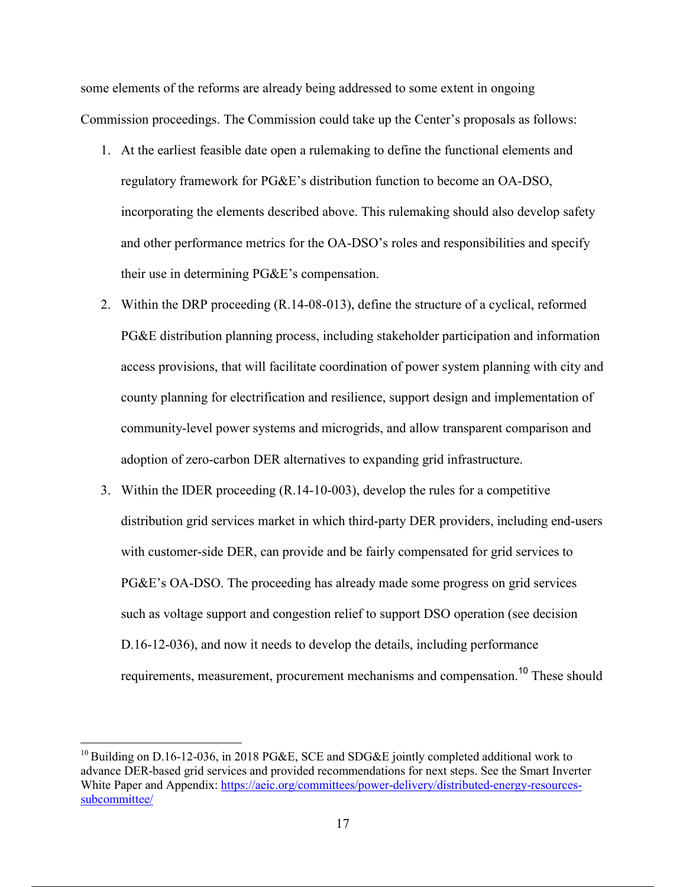some elements of the reforms are already being addressed to some extent in ongoing Commission proceedings. The Commission could take up the Center's proposals as follows:

1. At the earliest feasible date open a rulemaking to define the functional elements and regulatory framework for PG&E's distribution function to become an OA-DSO, incorporating the elements described above. This rulemaking should also develop safety and other performance metrics for the OA-DSO's roles and responsibilities and specify their use in determining PG&E's compensation.
2. Within the DRP proceeding (R.14-08-013), define the structure of a cyclical, reformed PG&E distribution planning process, including stakeholder participation and information access provisions, that will facilitate coordination of power system planning with city and county planning for electrification and resilience, support design and implementation of community-level power systems and microgrids, and allow transparent comparison and adoption of zero-carbon DER alternatives to expanding grid infrastructure.
3. Within the IDER proceeding (R.14-10-003), develop the rules for a competitive distribution grid services market in which third-party DER providers, including end-users with customer-side DER, can provide and be fairly compensated for grid services to PG&E's OA-DSO. The proceeding has already made some progress on grid services such as voltage support and congestion relief to support DSO operation (see decision D.16-12-036), and now it needs to develop the details, including performance requirements, measurement, procurement mechanisms and compensation.[10] These should

---

[10] Building on D.16-12-036, in 2018 PG&E, SCE and SDG&E jointly completed additional work to advance DER-based grid services and provided recommendations for next steps. See the Smart Inverter White Paper and Appendix: https://aeic.org/committees/power-delivery/distributed-energy-resources-subcommittee/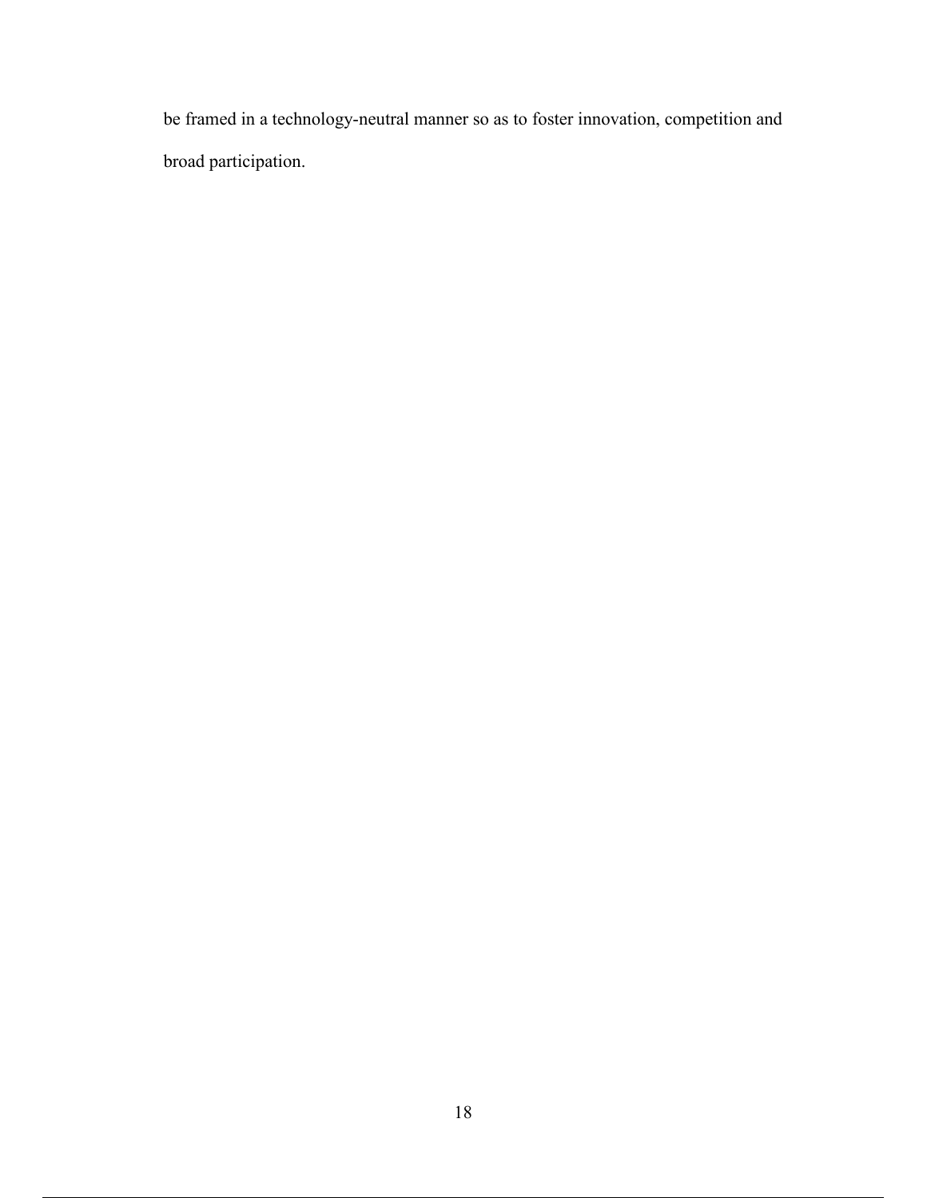be framed in a technology-neutral manner so as to foster innovation, competition and broad participation.